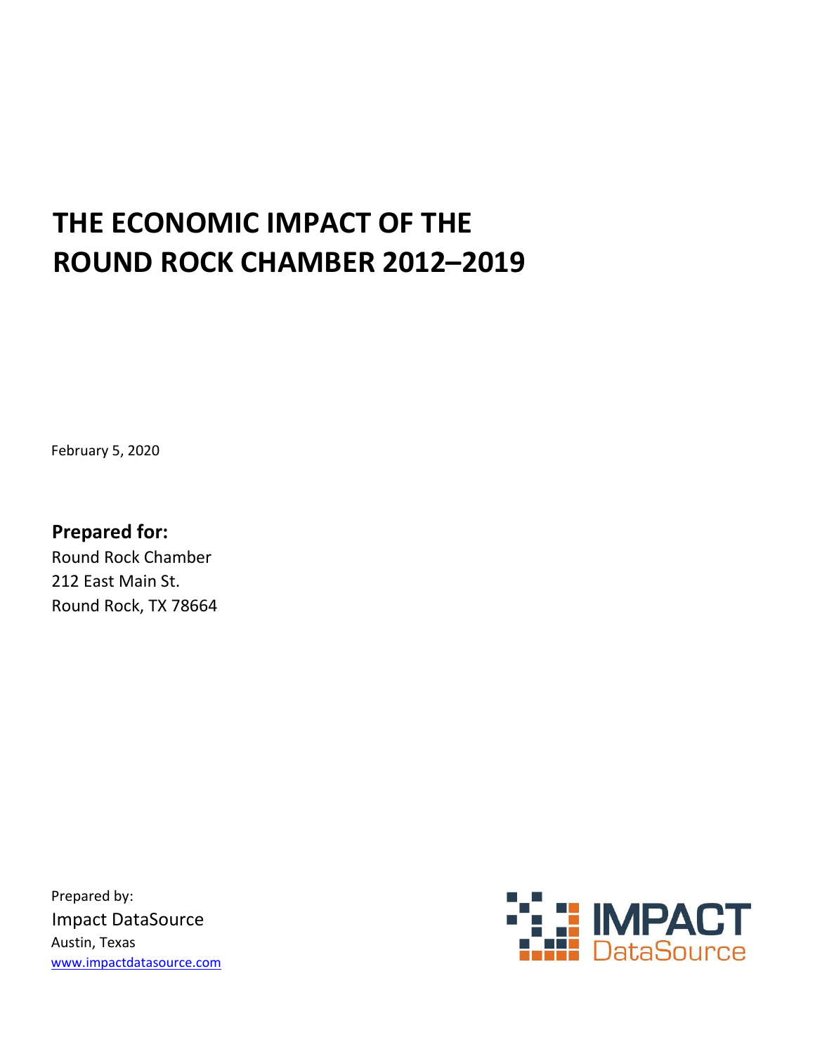# THE ECONOMIC IMPACT OF THE ROUND ROCK CHAMBER 2012–2019

February 5, 2020

**Prepared for:**
Round Rock Chamber
212 East Main St.
Round Rock, TX 78664

Prepared by:
Impact DataSource
Austin, Texas
www.impactdatasource.com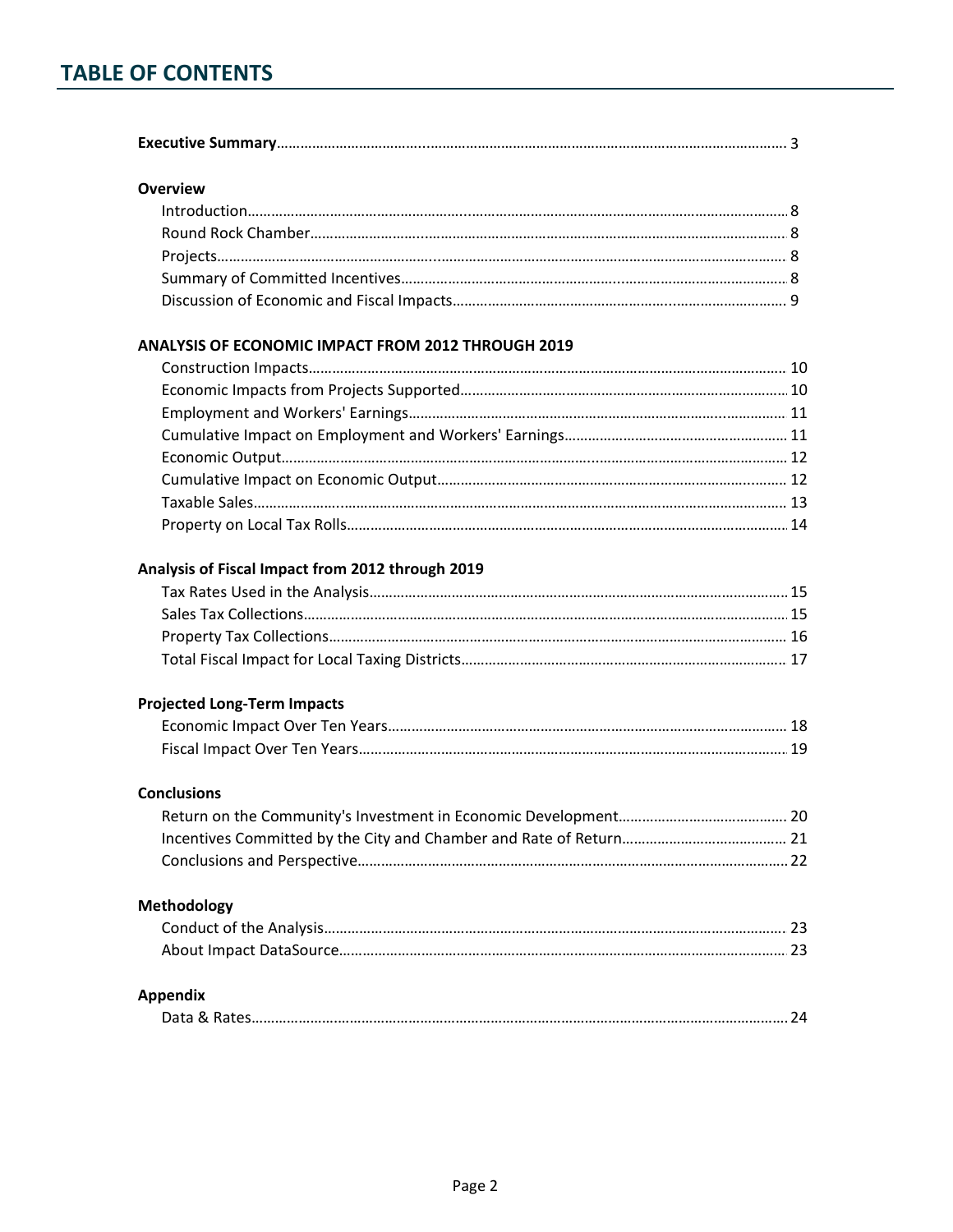# TABLE OF CONTENTS

**Executive Summary** ........................................................................................................................ 3

**Overview**

Introduction ........................................................................................................................ 8
Round Rock Chamber ........................................................................................................................ 8
Projects ........................................................................................................................ 8
Summary of Committed Incentives ........................................................................................................................ 8
Discussion of Economic and Fiscal Impacts ........................................................................................................................ 9

**ANALYSIS OF ECONOMIC IMPACT FROM 2012 THROUGH 2019**

Construction Impacts ........................................................................................................................ 10
Economic Impacts from Projects Supported ........................................................................................................................ 10
Employment and Workers' Earnings ........................................................................................................................ 11
Cumulative Impact on Employment and Workers' Earnings ........................................................................................................................ 11
Economic Output ........................................................................................................................ 12
Cumulative Impact on Economic Output ........................................................................................................................ 12
Taxable Sales ........................................................................................................................ 13
Property on Local Tax Rolls ........................................................................................................................ 14

**Analysis of Fiscal Impact from 2012 through 2019**

Tax Rates Used in the Analysis ........................................................................................................................ 15
Sales Tax Collections ........................................................................................................................ 15
Property Tax Collections ........................................................................................................................ 16
Total Fiscal Impact for Local Taxing Districts ........................................................................................................................ 17

**Projected Long-Term Impacts**

Economic Impact Over Ten Years ........................................................................................................................ 18
Fiscal Impact Over Ten Years ........................................................................................................................ 19

**Conclusions**

Return on the Community's Investment in Economic Development ........................................................................................................................ 20
Incentives Committed by the City and Chamber and Rate of Return ........................................................................................................................ 21
Conclusions and Perspective ........................................................................................................................ 22

**Methodology**

Conduct of the Analysis ........................................................................................................................ 23
About Impact DataSource ........................................................................................................................ 23

**Appendix**

Data & Rates ........................................................................................................................ 24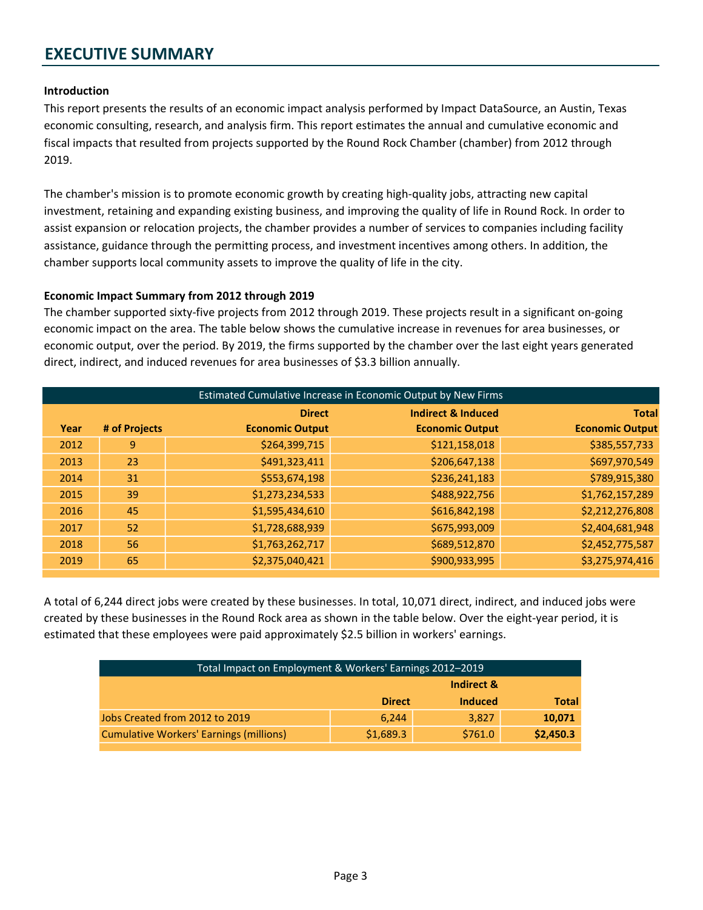# EXECUTIVE SUMMARY

**Introduction**

This report presents the results of an economic impact analysis performed by Impact DataSource, an Austin, Texas economic consulting, research, and analysis firm. This report estimates the annual and cumulative economic and fiscal impacts that resulted from projects supported by the Round Rock Chamber (chamber) from 2012 through 2019.

The chamber's mission is to promote economic growth by creating high-quality jobs, attracting new capital investment, retaining and expanding existing business, and improving the quality of life in Round Rock. In order to assist expansion or relocation projects, the chamber provides a number of services to companies including facility assistance, guidance through the permitting process, and investment incentives among others. In addition, the chamber supports local community assets to improve the quality of life in the city.

**Economic Impact Summary from 2012 through 2019**

The chamber supported sixty-five projects from 2012 through 2019. These projects result in a significant on-going economic impact on the area. The table below shows the cumulative increase in revenues for area businesses, or economic output, over the period. By 2019, the firms supported by the chamber over the last eight years generated direct, indirect, and induced revenues for area businesses of $3.3 billion annually.

| Estimated Cumulative Increase in Economic Output by New Firms | | | | |
|---|---|---|---|---|
| **Year** | **# of Projects** | **Direct Economic Output** | **Indirect & Induced Economic Output** | **Total Economic Output** |
| 2012 | 9 | $264,399,715 | $121,158,018 | $385,557,733 |
| 2013 | 23 | $491,323,411 | $206,647,138 | $697,970,549 |
| 2014 | 31 | $553,674,198 | $236,241,183 | $789,915,380 |
| 2015 | 39 | $1,273,234,533 | $488,922,756 | $1,762,157,289 |
| 2016 | 45 | $1,595,434,610 | $616,842,198 | $2,212,276,808 |
| 2017 | 52 | $1,728,688,939 | $675,993,009 | $2,404,681,948 |
| 2018 | 56 | $1,763,262,717 | $689,512,870 | $2,452,775,587 |
| 2019 | 65 | $2,375,040,421 | $900,933,995 | $3,275,974,416 |

A total of 6,244 direct jobs were created by these businesses. In total, 10,071 direct, indirect, and induced jobs were created by these businesses in the Round Rock area as shown in the table below. Over the eight-year period, it is estimated that these employees were paid approximately $2.5 billion in workers' earnings.

| Total Impact on Employment & Workers' Earnings 2012–2019 | | | |
|---|---|---|---|
| | **Direct** | **Indirect & Induced** | **Total** |
| Jobs Created from 2012 to 2019 | 6,244 | 3,827 | **10,071** |
| Cumulative Workers' Earnings (millions) | $1,689.3 | $761.0 | **$2,450.3** |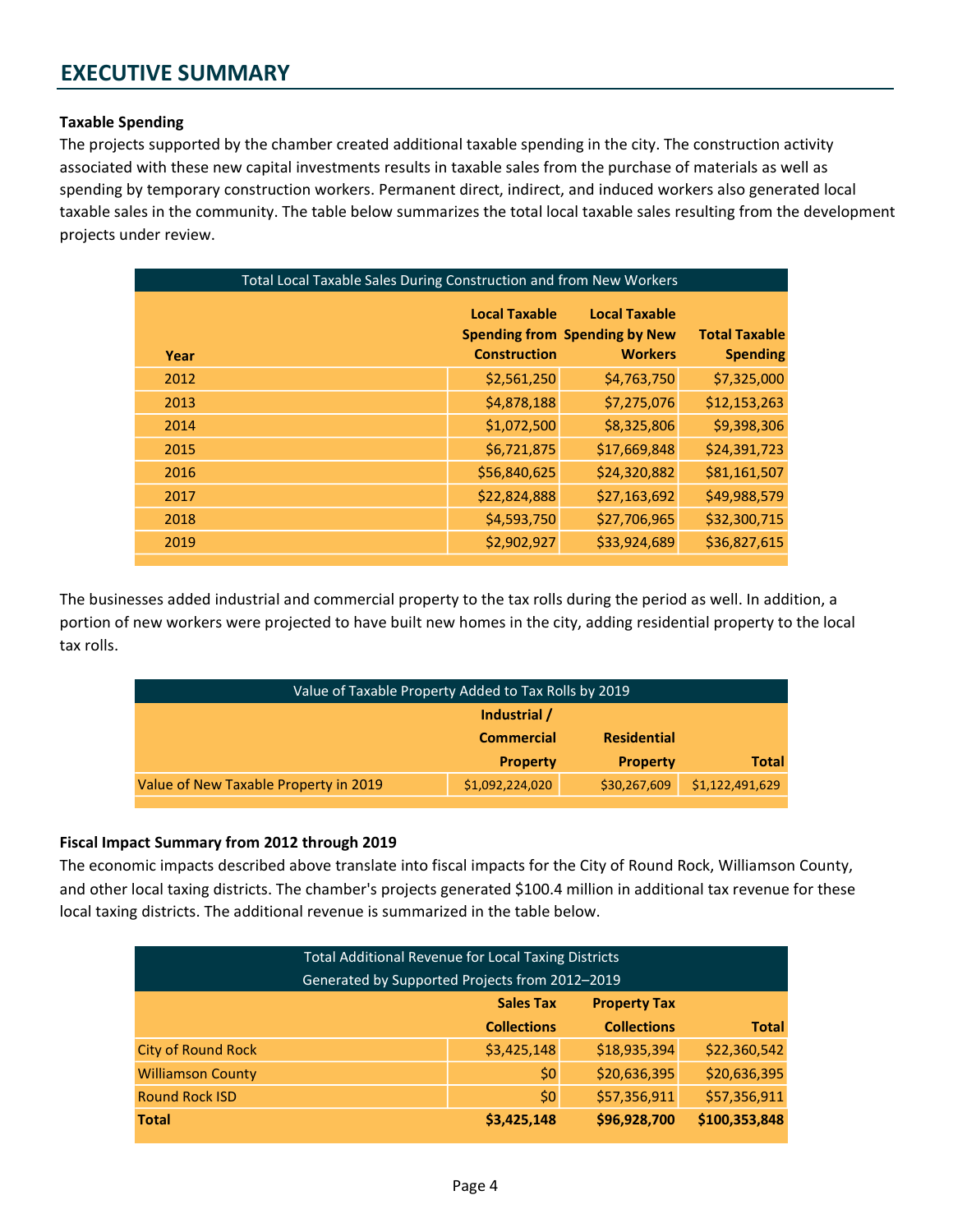# EXECUTIVE SUMMARY

**Taxable Spending**

The projects supported by the chamber created additional taxable spending in the city. The construction activity associated with these new capital investments results in taxable sales from the purchase of materials as well as spending by temporary construction workers. Permanent direct, indirect, and induced workers also generated local taxable sales in the community. The table below summarizes the total local taxable sales resulting from the development projects under review.

| Total Local Taxable Sales During Construction and from New Workers | | | |
|---|---|---|---|
| **Year** | **Local Taxable Spending from Construction** | **Local Taxable Spending by New Workers** | **Total Taxable Spending** |
| 2012 | $2,561,250 | $4,763,750 | $7,325,000 |
| 2013 | $4,878,188 | $7,275,076 | $12,153,263 |
| 2014 | $1,072,500 | $8,325,806 | $9,398,306 |
| 2015 | $6,721,875 | $17,669,848 | $24,391,723 |
| 2016 | $56,840,625 | $24,320,882 | $81,161,507 |
| 2017 | $22,824,888 | $27,163,692 | $49,988,579 |
| 2018 | $4,593,750 | $27,706,965 | $32,300,715 |
| 2019 | $2,902,927 | $33,924,689 | $36,827,615 |

The businesses added industrial and commercial property to the tax rolls during the period as well. In addition, a portion of new workers were projected to have built new homes in the city, adding residential property to the local tax rolls.

| Value of Taxable Property Added to Tax Rolls by 2019 | | | |
|---|---|---|---|
| | **Industrial / Commercial Property** | **Residential Property** | **Total** |
| Value of New Taxable Property in 2019 | $1,092,224,020 | $30,267,609 | $1,122,491,629 |

**Fiscal Impact Summary from 2012 through 2019**

The economic impacts described above translate into fiscal impacts for the City of Round Rock, Williamson County, and other local taxing districts. The chamber's projects generated $100.4 million in additional tax revenue for these local taxing districts. The additional revenue is summarized in the table below.

| Total Additional Revenue for Local Taxing Districts Generated by Supported Projects from 2012–2019 | | | |
|---|---|---|---|
| | **Sales Tax Collections** | **Property Tax Collections** | **Total** |
| City of Round Rock | $3,425,148 | $18,935,394 | $22,360,542 |
| Williamson County | $0 | $20,636,395 | $20,636,395 |
| Round Rock ISD | $0 | $57,356,911 | $57,356,911 |
| **Total** | **$3,425,148** | **$96,928,700** | **$100,353,848** |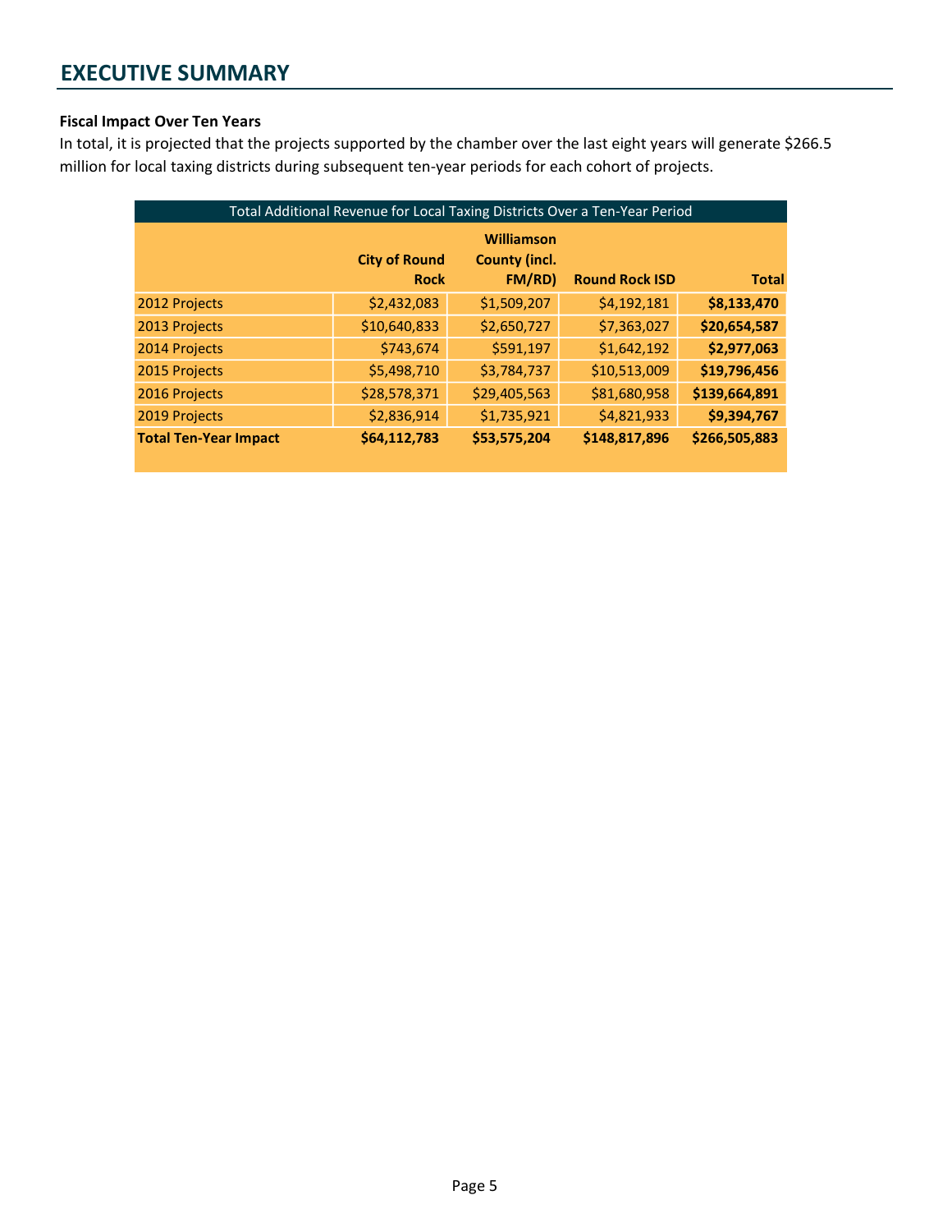## EXECUTIVE SUMMARY

**Fiscal Impact Over Ten Years**

In total, it is projected that the projects supported by the chamber over the last eight years will generate $266.5 million for local taxing districts during subsequent ten-year periods for each cohort of projects.

| Total Additional Revenue for Local Taxing Districts Over a Ten-Year Period | | | | |
|---|---|---|---|---|
| | **City of Round Rock** | **Williamson County (incl. FM/RD)** | **Round Rock ISD** | **Total** |
| 2012 Projects | $2,432,083 | $1,509,207 | $4,192,181 | **$8,133,470** |
| 2013 Projects | $10,640,833 | $2,650,727 | $7,363,027 | **$20,654,587** |
| 2014 Projects | $743,674 | $591,197 | $1,642,192 | **$2,977,063** |
| 2015 Projects | $5,498,710 | $3,784,737 | $10,513,009 | **$19,796,456** |
| 2016 Projects | $28,578,371 | $29,405,563 | $81,680,958 | **$139,664,891** |
| 2019 Projects | $2,836,914 | $1,735,921 | $4,821,933 | **$9,394,767** |
| **Total Ten-Year Impact** | **$64,112,783** | **$53,575,204** | **$148,817,896** | **$266,505,883** |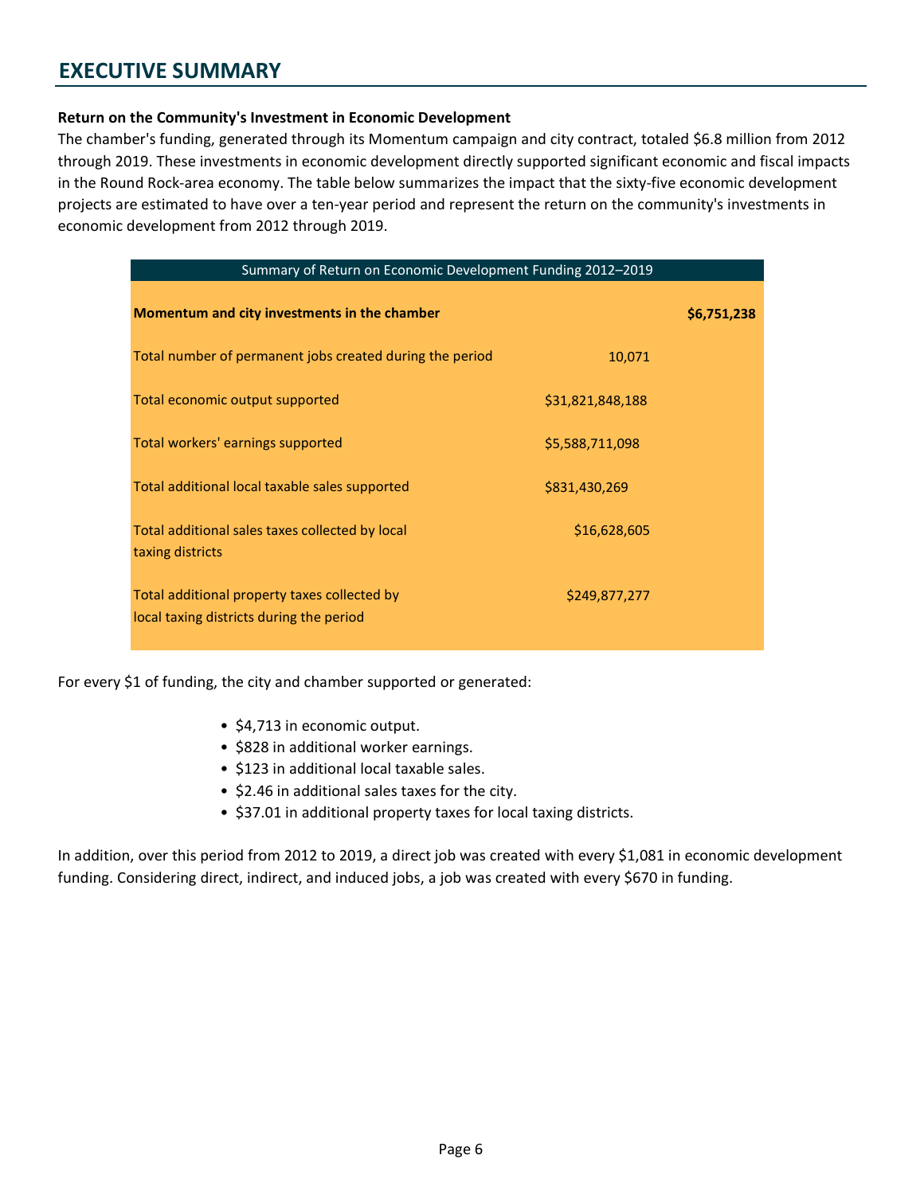# EXECUTIVE SUMMARY

**Return on the Community's Investment in Economic Development**

The chamber's funding, generated through its Momentum campaign and city contract, totaled $6.8 million from 2012 through 2019. These investments in economic development directly supported significant economic and fiscal impacts in the Round Rock-area economy. The table below summarizes the impact that the sixty-five economic development projects are estimated to have over a ten-year period and represent the return on the community's investments in economic development from 2012 through 2019.

| Summary of Return on Economic Development Funding 2012–2019 | | |
|---|---|---|
| **Momentum and city investments in the chamber** | | **$6,751,238** |
| Total number of permanent jobs created during the period | 10,071 | |
| Total economic output supported | $31,821,848,188 | |
| Total workers' earnings supported | $5,588,711,098 | |
| Total additional local taxable sales supported | $831,430,269 | |
| Total additional sales taxes collected by local taxing districts | $16,628,605 | |
| Total additional property taxes collected by local taxing districts during the period | $249,877,277 | |

For every $1 of funding, the city and chamber supported or generated:

- $4,713 in economic output.
- $828 in additional worker earnings.
- $123 in additional local taxable sales.
- $2.46 in additional sales taxes for the city.
- $37.01 in additional property taxes for local taxing districts.

In addition, over this period from 2012 to 2019, a direct job was created with every $1,081 in economic development funding. Considering direct, indirect, and induced jobs, a job was created with every $670 in funding.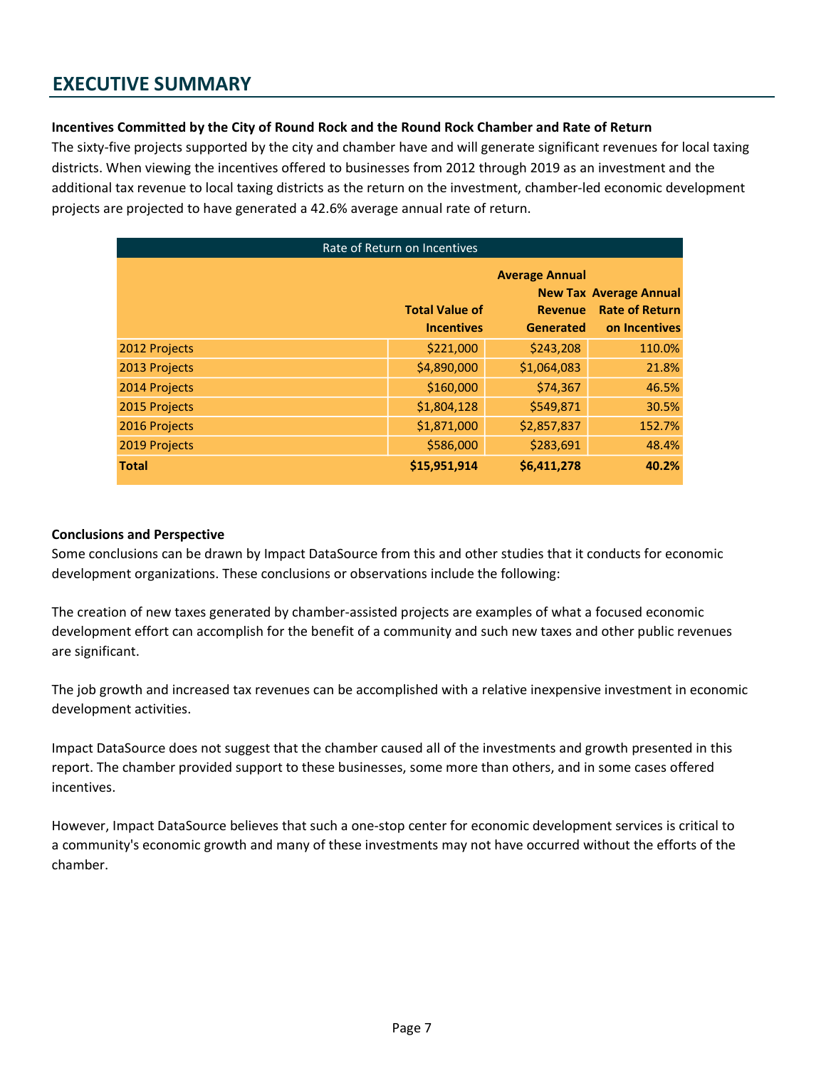# EXECUTIVE SUMMARY

**Incentives Committed by the City of Round Rock and the Round Rock Chamber and Rate of Return**

The sixty-five projects supported by the city and chamber have and will generate significant revenues for local taxing districts. When viewing the incentives offered to businesses from 2012 through 2019 as an investment and the additional tax revenue to local taxing districts as the return on the investment, chamber-led economic development projects are projected to have generated a 42.6% average annual rate of return.

| Rate of Return on Incentives | | | |
|---|---|---|---|
| | **Total Value of Incentives** | **Average Annual New Tax Revenue Generated** | **Average Annual Rate of Return on Incentives** |
| 2012 Projects | $221,000 | $243,208 | 110.0% |
| 2013 Projects | $4,890,000 | $1,064,083 | 21.8% |
| 2014 Projects | $160,000 | $74,367 | 46.5% |
| 2015 Projects | $1,804,128 | $549,871 | 30.5% |
| 2016 Projects | $1,871,000 | $2,857,837 | 152.7% |
| 2019 Projects | $586,000 | $283,691 | 48.4% |
| **Total** | **$15,951,914** | **$6,411,278** | **40.2%** |

**Conclusions and Perspective**

Some conclusions can be drawn by Impact DataSource from this and other studies that it conducts for economic development organizations. These conclusions or observations include the following:

The creation of new taxes generated by chamber-assisted projects are examples of what a focused economic development effort can accomplish for the benefit of a community and such new taxes and other public revenues are significant.

The job growth and increased tax revenues can be accomplished with a relative inexpensive investment in economic development activities.

Impact DataSource does not suggest that the chamber caused all of the investments and growth presented in this report. The chamber provided support to these businesses, some more than others, and in some cases offered incentives.

However, Impact DataSource believes that such a one-stop center for economic development services is critical to a community's economic growth and many of these investments may not have occurred without the efforts of the chamber.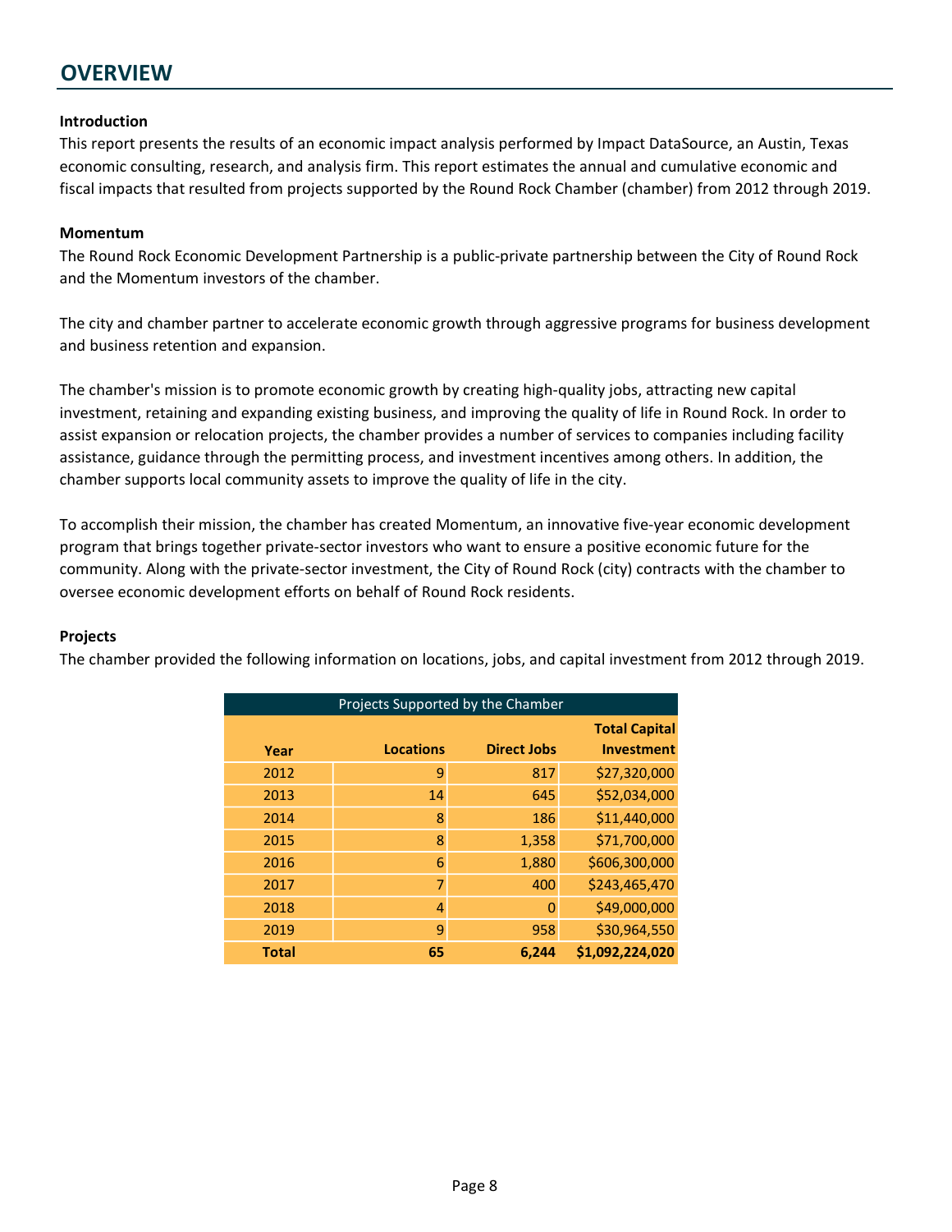# OVERVIEW

**Introduction**

This report presents the results of an economic impact analysis performed by Impact DataSource, an Austin, Texas economic consulting, research, and analysis firm. This report estimates the annual and cumulative economic and fiscal impacts that resulted from projects supported by the Round Rock Chamber (chamber) from 2012 through 2019.

**Momentum**

The Round Rock Economic Development Partnership is a public-private partnership between the City of Round Rock and the Momentum investors of the chamber.

The city and chamber partner to accelerate economic growth through aggressive programs for business development and business retention and expansion.

The chamber's mission is to promote economic growth by creating high-quality jobs, attracting new capital investment, retaining and expanding existing business, and improving the quality of life in Round Rock. In order to assist expansion or relocation projects, the chamber provides a number of services to companies including facility assistance, guidance through the permitting process, and investment incentives among others. In addition, the chamber supports local community assets to improve the quality of life in the city.

To accomplish their mission, the chamber has created Momentum, an innovative five-year economic development program that brings together private-sector investors who want to ensure a positive economic future for the community. Along with the private-sector investment, the City of Round Rock (city) contracts with the chamber to oversee economic development efforts on behalf of Round Rock residents.

**Projects**

The chamber provided the following information on locations, jobs, and capital investment from 2012 through 2019.

Projects Supported by the Chamber

| Year | Locations | Direct Jobs | Total Capital Investment |
|---|---|---|---|
| 2012 | 9 | 817 | $27,320,000 |
| 2013 | 14 | 645 | $52,034,000 |
| 2014 | 8 | 186 | $11,440,000 |
| 2015 | 8 | 1,358 | $71,700,000 |
| 2016 | 6 | 1,880 | $606,300,000 |
| 2017 | 7 | 400 | $243,465,470 |
| 2018 | 4 | 0 | $49,000,000 |
| 2019 | 9 | 958 | $30,964,550 |
| **Total** | **65** | **6,244** | **$1,092,224,020** |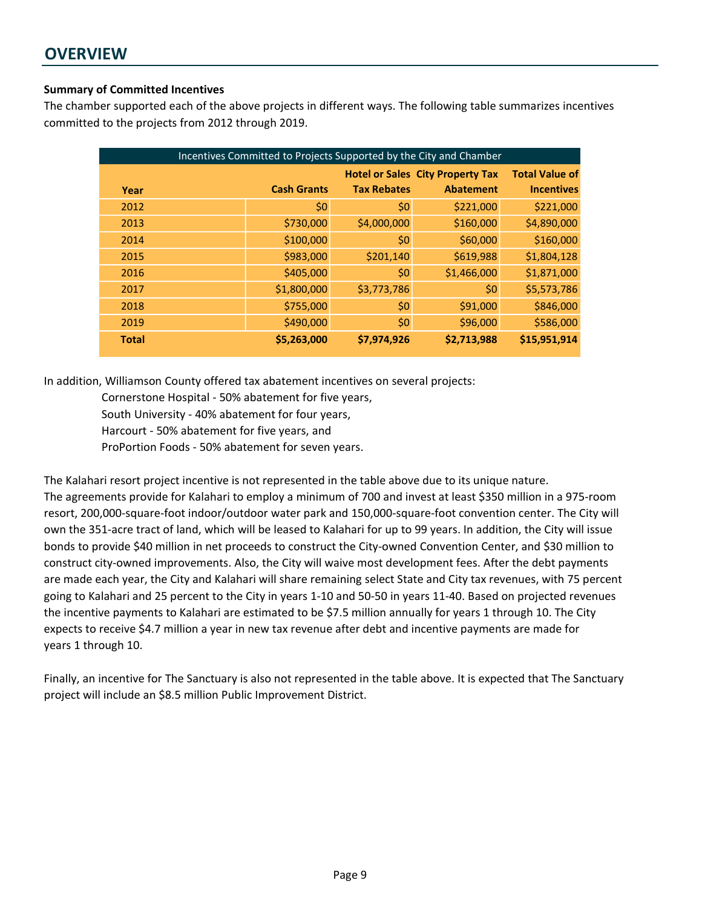## OVERVIEW

**Summary of Committed Incentives**

The chamber supported each of the above projects in different ways. The following table summarizes incentives committed to the projects from 2012 through 2019.

| Incentives Committed to Projects Supported by the City and Chamber | | | | |
|---|---|---|---|---|
| **Year** | **Cash Grants** | **Hotel or Sales Tax Rebates** | **City Property Tax Abatement** | **Total Value of Incentives** |
| 2012 | $0 | $0 | $221,000 | $221,000 |
| 2013 | $730,000 | $4,000,000 | $160,000 | $4,890,000 |
| 2014 | $100,000 | $0 | $60,000 | $160,000 |
| 2015 | $983,000 | $201,140 | $619,988 | $1,804,128 |
| 2016 | $405,000 | $0 | $1,466,000 | $1,871,000 |
| 2017 | $1,800,000 | $3,773,786 | $0 | $5,573,786 |
| 2018 | $755,000 | $0 | $91,000 | $846,000 |
| 2019 | $490,000 | $0 | $96,000 | $586,000 |
| **Total** | **$5,263,000** | **$7,974,926** | **$2,713,988** | **$15,951,914** |

In addition, Williamson County offered tax abatement incentives on several projects:

Cornerstone Hospital - 50% abatement for five years,
South University - 40% abatement for four years,
Harcourt - 50% abatement for five years, and
ProPortion Foods - 50% abatement for seven years.

The Kalahari resort project incentive is not represented in the table above due to its unique nature. The agreements provide for Kalahari to employ a minimum of 700 and invest at least $350 million in a 975-room resort, 200,000-square-foot indoor/outdoor water park and 150,000-square-foot convention center. The City will own the 351-acre tract of land, which will be leased to Kalahari for up to 99 years. In addition, the City will issue bonds to provide $40 million in net proceeds to construct the City-owned Convention Center, and $30 million to construct city-owned improvements. Also, the City will waive most development fees. After the debt payments are made each year, the City and Kalahari will share remaining select State and City tax revenues, with 75 percent going to Kalahari and 25 percent to the City in years 1-10 and 50-50 in years 11-40. Based on projected revenues the incentive payments to Kalahari are estimated to be $7.5 million annually for years 1 through 10. The City expects to receive $4.7 million a year in new tax revenue after debt and incentive payments are made for years 1 through 10.

Finally, an incentive for The Sanctuary is also not represented in the table above. It is expected that The Sanctuary project will include an $8.5 million Public Improvement District.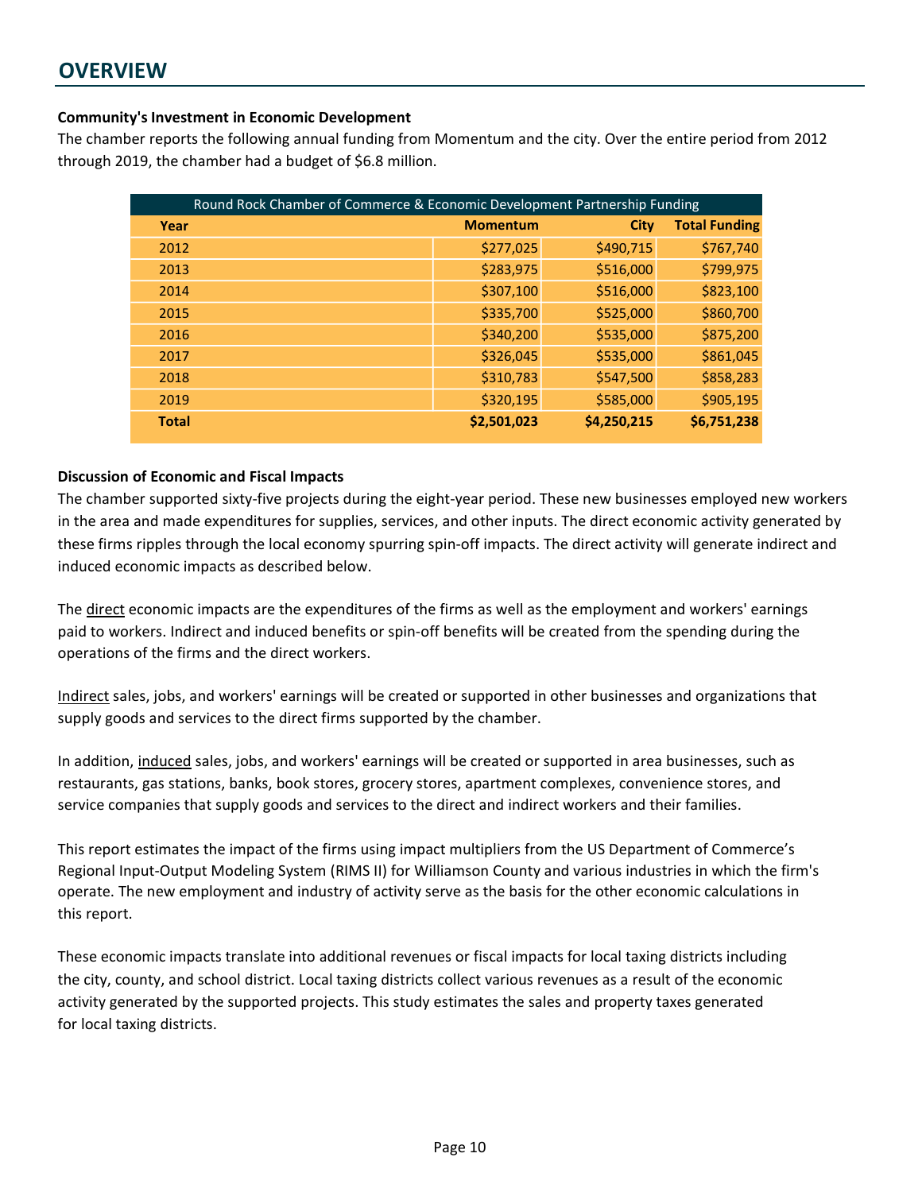## OVERVIEW

**Community's Investment in Economic Development**

The chamber reports the following annual funding from Momentum and the city. Over the entire period from 2012 through 2019, the chamber had a budget of $6.8 million.

| Round Rock Chamber of Commerce & Economic Development Partnership Funding | | | |
|---|---|---|---|
| **Year** | **Momentum** | **City** | **Total Funding** |
| 2012 | $277,025 | $490,715 | $767,740 |
| 2013 | $283,975 | $516,000 | $799,975 |
| 2014 | $307,100 | $516,000 | $823,100 |
| 2015 | $335,700 | $525,000 | $860,700 |
| 2016 | $340,200 | $535,000 | $875,200 |
| 2017 | $326,045 | $535,000 | $861,045 |
| 2018 | $310,783 | $547,500 | $858,283 |
| 2019 | $320,195 | $585,000 | $905,195 |
| **Total** | **$2,501,023** | **$4,250,215** | **$6,751,238** |

**Discussion of Economic and Fiscal Impacts**

The chamber supported sixty-five projects during the eight-year period. These new businesses employed new workers in the area and made expenditures for supplies, services, and other inputs. The direct economic activity generated by these firms ripples through the local economy spurring spin-off impacts. The direct activity will generate indirect and induced economic impacts as described below.

The direct economic impacts are the expenditures of the firms as well as the employment and workers' earnings paid to workers. Indirect and induced benefits or spin-off benefits will be created from the spending during the operations of the firms and the direct workers.

Indirect sales, jobs, and workers' earnings will be created or supported in other businesses and organizations that supply goods and services to the direct firms supported by the chamber.

In addition, induced sales, jobs, and workers' earnings will be created or supported in area businesses, such as restaurants, gas stations, banks, book stores, grocery stores, apartment complexes, convenience stores, and service companies that supply goods and services to the direct and indirect workers and their families.

This report estimates the impact of the firms using impact multipliers from the US Department of Commerce's Regional Input-Output Modeling System (RIMS II) for Williamson County and various industries in which the firm's operate. The new employment and industry of activity serve as the basis for the other economic calculations in this report.

These economic impacts translate into additional revenues or fiscal impacts for local taxing districts including the city, county, and school district. Local taxing districts collect various revenues as a result of the economic activity generated by the supported projects. This study estimates the sales and property taxes generated for local taxing districts.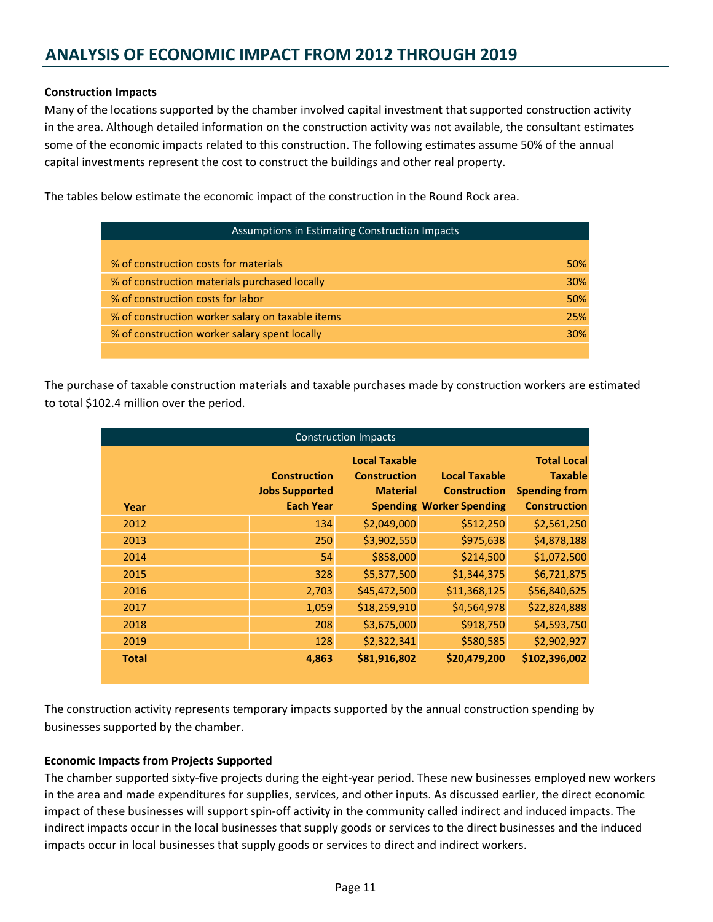# ANALYSIS OF ECONOMIC IMPACT FROM 2012 THROUGH 2019

**Construction Impacts**

Many of the locations supported by the chamber involved capital investment that supported construction activity in the area. Although detailed information on the construction activity was not available, the consultant estimates some of the economic impacts related to this construction. The following estimates assume 50% of the annual capital investments represent the cost to construct the buildings and other real property.

The tables below estimate the economic impact of the construction in the Round Rock area.

| Assumptions in Estimating Construction Impacts | |
|---|---|
| % of construction costs for materials | 50% |
| % of construction materials purchased locally | 30% |
| % of construction costs for labor | 50% |
| % of construction worker salary on taxable items | 25% |
| % of construction worker salary spent locally | 30% |

The purchase of taxable construction materials and taxable purchases made by construction workers are estimated to total $102.4 million over the period.

| Year | Construction Jobs Supported Each Year | Local Taxable Construction Material Spending | Local Taxable Construction Worker Spending | Total Local Taxable Spending from Construction |
|---|---|---|---|---|
| 2012 | 134 | $2,049,000 | $512,250 | $2,561,250 |
| 2013 | 250 | $3,902,550 | $975,638 | $4,878,188 |
| 2014 | 54 | $858,000 | $214,500 | $1,072,500 |
| 2015 | 328 | $5,377,500 | $1,344,375 | $6,721,875 |
| 2016 | 2,703 | $45,472,500 | $11,368,125 | $56,840,625 |
| 2017 | 1,059 | $18,259,910 | $4,564,978 | $22,824,888 |
| 2018 | 208 | $3,675,000 | $918,750 | $4,593,750 |
| 2019 | 128 | $2,322,341 | $580,585 | $2,902,927 |
| **Total** | **4,863** | **$81,916,802** | **$20,479,200** | **$102,396,002** |

The construction activity represents temporary impacts supported by the annual construction spending by businesses supported by the chamber.

**Economic Impacts from Projects Supported**

The chamber supported sixty-five projects during the eight-year period. These new businesses employed new workers in the area and made expenditures for supplies, services, and other inputs. As discussed earlier, the direct economic impact of these businesses will support spin-off activity in the community called indirect and induced impacts. The indirect impacts occur in the local businesses that supply goods or services to the direct businesses and the induced impacts occur in local businesses that supply goods or services to direct and indirect workers.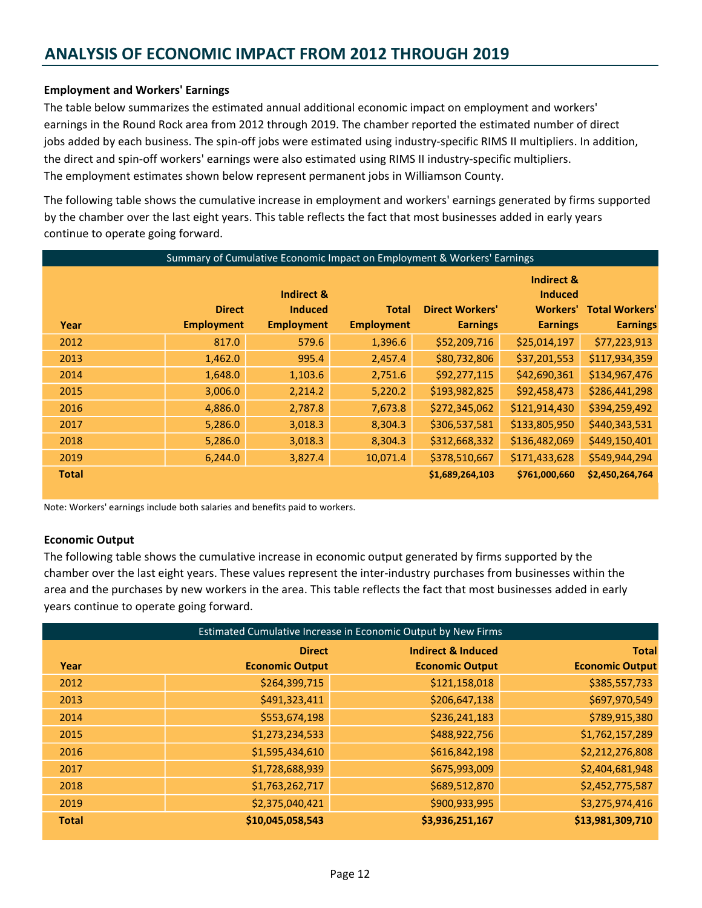# ANALYSIS OF ECONOMIC IMPACT FROM 2012 THROUGH 2019

**Employment and Workers' Earnings**

The table below summarizes the estimated annual additional economic impact on employment and workers' earnings in the Round Rock area from 2012 through 2019. The chamber reported the estimated number of direct jobs added by each business. The spin-off jobs were estimated using industry-specific RIMS II multipliers. In addition, the direct and spin-off workers' earnings were also estimated using RIMS II industry-specific multipliers. The employment estimates shown below represent permanent jobs in Williamson County.

The following table shows the cumulative increase in employment and workers' earnings generated by firms supported by the chamber over the last eight years. This table reflects the fact that most businesses added in early years continue to operate going forward.

| Summary of Cumulative Economic Impact on Employment & Workers' Earnings | | | | | | |
|---|---|---|---|---|---|---|
| **Year** | **Direct Employment** | **Indirect & Induced Employment** | **Total Employment** | **Direct Workers' Earnings** | **Indirect & Induced Workers' Earnings** | **Total Workers' Earnings** |
| 2012 | 817.0 | 579.6 | 1,396.6 | $52,209,716 | $25,014,197 | $77,223,913 |
| 2013 | 1,462.0 | 995.4 | 2,457.4 | $80,732,806 | $37,201,553 | $117,934,359 |
| 2014 | 1,648.0 | 1,103.6 | 2,751.6 | $92,277,115 | $42,690,361 | $134,967,476 |
| 2015 | 3,006.0 | 2,214.2 | 5,220.2 | $193,982,825 | $92,458,473 | $286,441,298 |
| 2016 | 4,886.0 | 2,787.8 | 7,673.8 | $272,345,062 | $121,914,430 | $394,259,492 |
| 2017 | 5,286.0 | 3,018.3 | 8,304.3 | $306,537,581 | $133,805,950 | $440,343,531 |
| 2018 | 5,286.0 | 3,018.3 | 8,304.3 | $312,668,332 | $136,482,069 | $449,150,401 |
| 2019 | 6,244.0 | 3,827.4 | 10,071.4 | $378,510,667 | $171,433,628 | $549,944,294 |
| **Total** | | | | **$1,689,264,103** | **$761,000,660** | **$2,450,264,764** |

Note: Workers' earnings include both salaries and benefits paid to workers.

**Economic Output**

The following table shows the cumulative increase in economic output generated by firms supported by the chamber over the last eight years. These values represent the inter-industry purchases from businesses within the area and the purchases by new workers in the area. This table reflects the fact that most businesses added in early years continue to operate going forward.

| Estimated Cumulative Increase in Economic Output by New Firms | | | |
|---|---|---|---|
| **Year** | **Direct Economic Output** | **Indirect & Induced Economic Output** | **Total Economic Output** |
| 2012 | $264,399,715 | $121,158,018 | $385,557,733 |
| 2013 | $491,323,411 | $206,647,138 | $697,970,549 |
| 2014 | $553,674,198 | $236,241,183 | $789,915,380 |
| 2015 | $1,273,234,533 | $488,922,756 | $1,762,157,289 |
| 2016 | $1,595,434,610 | $616,842,198 | $2,212,276,808 |
| 2017 | $1,728,688,939 | $675,993,009 | $2,404,681,948 |
| 2018 | $1,763,262,717 | $689,512,870 | $2,452,775,587 |
| 2019 | $2,375,040,421 | $900,933,995 | $3,275,974,416 |
| **Total** | **$10,045,058,543** | **$3,936,251,167** | **$13,981,309,710** |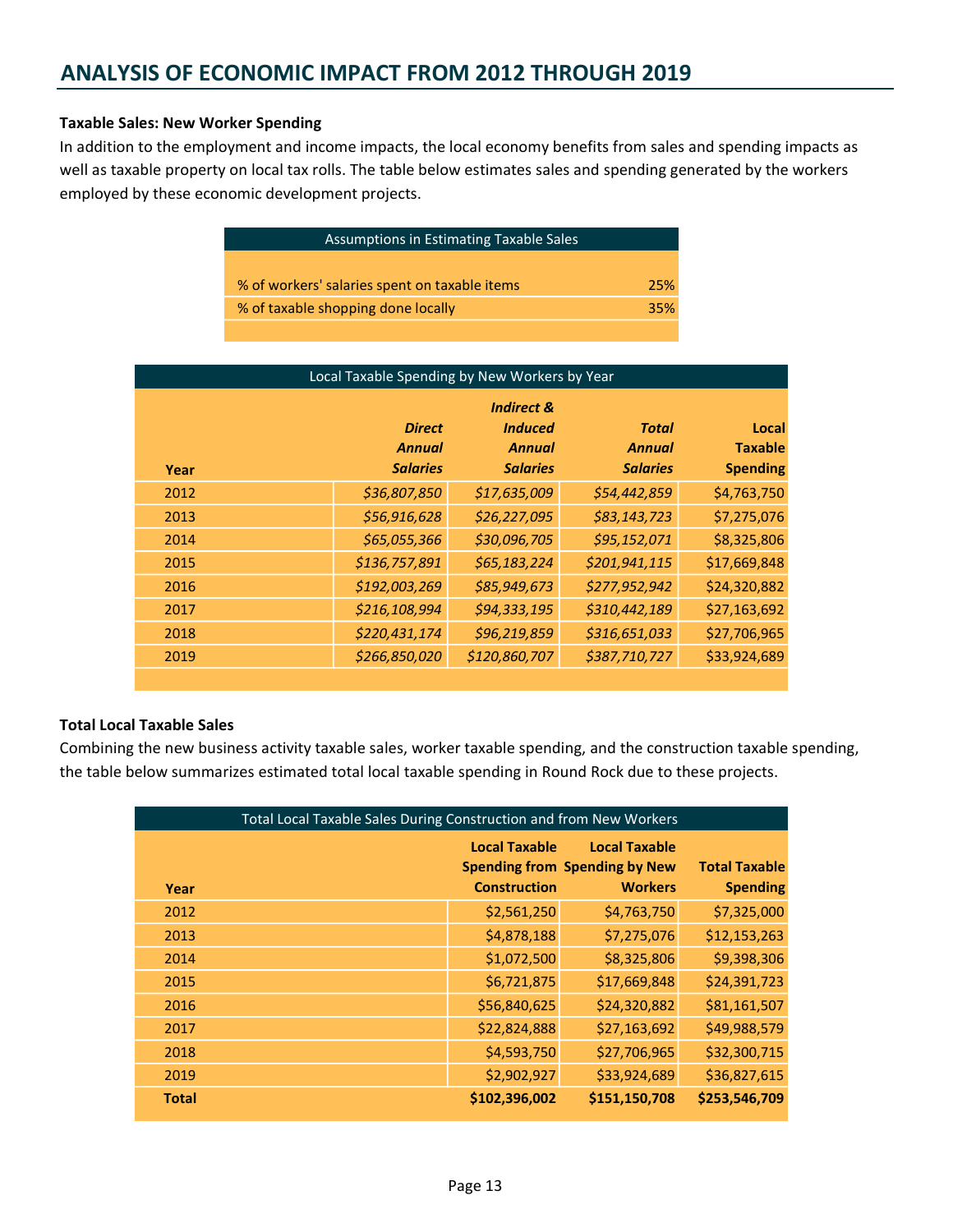# ANALYSIS OF ECONOMIC IMPACT FROM 2012 THROUGH 2019

**Taxable Sales: New Worker Spending**

In addition to the employment and income impacts, the local economy benefits from sales and spending impacts as well as taxable property on local tax rolls. The table below estimates sales and spending generated by the workers employed by these economic development projects.

| Assumptions in Estimating Taxable Sales | |
|---|---|
| % of workers' salaries spent on taxable items | 25% |
| % of taxable shopping done locally | 35% |

| Local Taxable Spending by New Workers by Year | | | | |
|---|---|---|---|---|
| Year | *Direct Annual Salaries* | *Indirect & Induced Annual Salaries* | *Total Annual Salaries* | **Local Taxable Spending** |
| 2012 | *$36,807,850* | *$17,635,009* | *$54,442,859* | $4,763,750 |
| 2013 | *$56,916,628* | *$26,227,095* | *$83,143,723* | $7,275,076 |
| 2014 | *$65,055,366* | *$30,096,705* | *$95,152,071* | $8,325,806 |
| 2015 | *$136,757,891* | *$65,183,224* | *$201,941,115* | $17,669,848 |
| 2016 | *$192,003,269* | *$85,949,673* | *$277,952,942* | $24,320,882 |
| 2017 | *$216,108,994* | *$94,333,195* | *$310,442,189* | $27,163,692 |
| 2018 | *$220,431,174* | *$96,219,859* | *$316,651,033* | $27,706,965 |
| 2019 | *$266,850,020* | *$120,860,707* | *$387,710,727* | $33,924,689 |

**Total Local Taxable Sales**

Combining the new business activity taxable sales, worker taxable spending, and the construction taxable spending, the table below summarizes estimated total local taxable spending in Round Rock due to these projects.

| Total Local Taxable Sales During Construction and from New Workers | | | |
|---|---|---|---|
| Year | **Local Taxable Spending from Construction** | **Local Taxable Spending by New Workers** | **Total Taxable Spending** |
| 2012 | $2,561,250 | $4,763,750 | $7,325,000 |
| 2013 | $4,878,188 | $7,275,076 | $12,153,263 |
| 2014 | $1,072,500 | $8,325,806 | $9,398,306 |
| 2015 | $6,721,875 | $17,669,848 | $24,391,723 |
| 2016 | $56,840,625 | $24,320,882 | $81,161,507 |
| 2017 | $22,824,888 | $27,163,692 | $49,988,579 |
| 2018 | $4,593,750 | $27,706,965 | $32,300,715 |
| 2019 | $2,902,927 | $33,924,689 | $36,827,615 |
| **Total** | **$102,396,002** | **$151,150,708** | **$253,546,709** |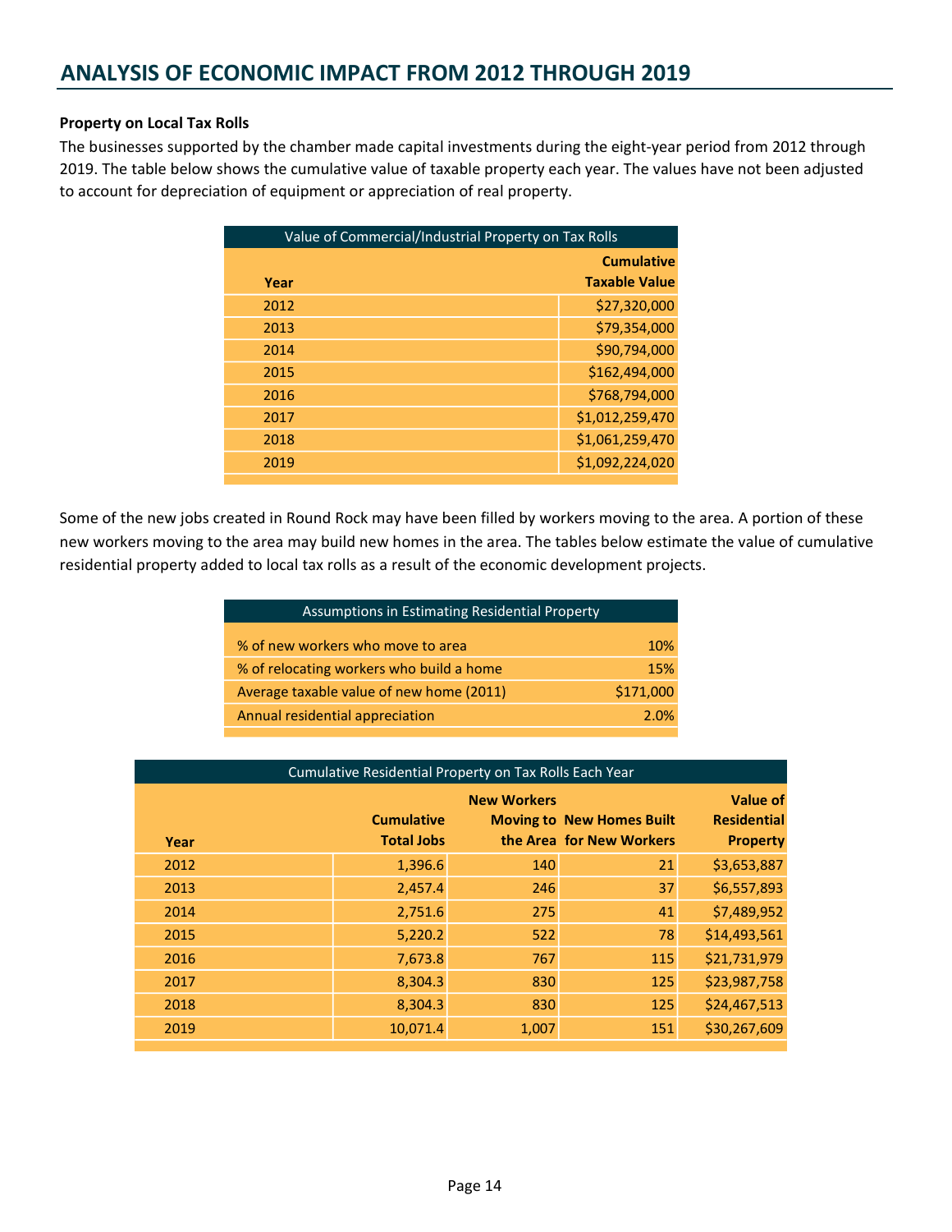## ANALYSIS OF ECONOMIC IMPACT FROM 2012 THROUGH 2019

**Property on Local Tax Rolls**

The businesses supported by the chamber made capital investments during the eight-year period from 2012 through 2019. The table below shows the cumulative value of taxable property each year. The values have not been adjusted to account for depreciation of equipment or appreciation of real property.

| Value of Commercial/Industrial Property on Tax Rolls | |
|---|---|
| **Year** | **Cumulative Taxable Value** |
| 2012 | $27,320,000 |
| 2013 | $79,354,000 |
| 2014 | $90,794,000 |
| 2015 | $162,494,000 |
| 2016 | $768,794,000 |
| 2017 | $1,012,259,470 |
| 2018 | $1,061,259,470 |
| 2019 | $1,092,224,020 |

Some of the new jobs created in Round Rock may have been filled by workers moving to the area. A portion of these new workers moving to the area may build new homes in the area. The tables below estimate the value of cumulative residential property added to local tax rolls as a result of the economic development projects.

| Assumptions in Estimating Residential Property | |
|---|---|
| % of new workers who move to area | 10% |
| % of relocating workers who build a home | 15% |
| Average taxable value of new home (2011) | $171,000 |
| Annual residential appreciation | 2.0% |

| Cumulative Residential Property on Tax Rolls Each Year | | | | |
|---|---|---|---|---|
| **Year** | **Cumulative Total Jobs** | **New Workers Moving to the Area** | **New Homes Built for New Workers** | **Value of Residential Property** |
| 2012 | 1,396.6 | 140 | 21 | $3,653,887 |
| 2013 | 2,457.4 | 246 | 37 | $6,557,893 |
| 2014 | 2,751.6 | 275 | 41 | $7,489,952 |
| 2015 | 5,220.2 | 522 | 78 | $14,493,561 |
| 2016 | 7,673.8 | 767 | 115 | $21,731,979 |
| 2017 | 8,304.3 | 830 | 125 | $23,987,758 |
| 2018 | 8,304.3 | 830 | 125 | $24,467,513 |
| 2019 | 10,071.4 | 1,007 | 151 | $30,267,609 |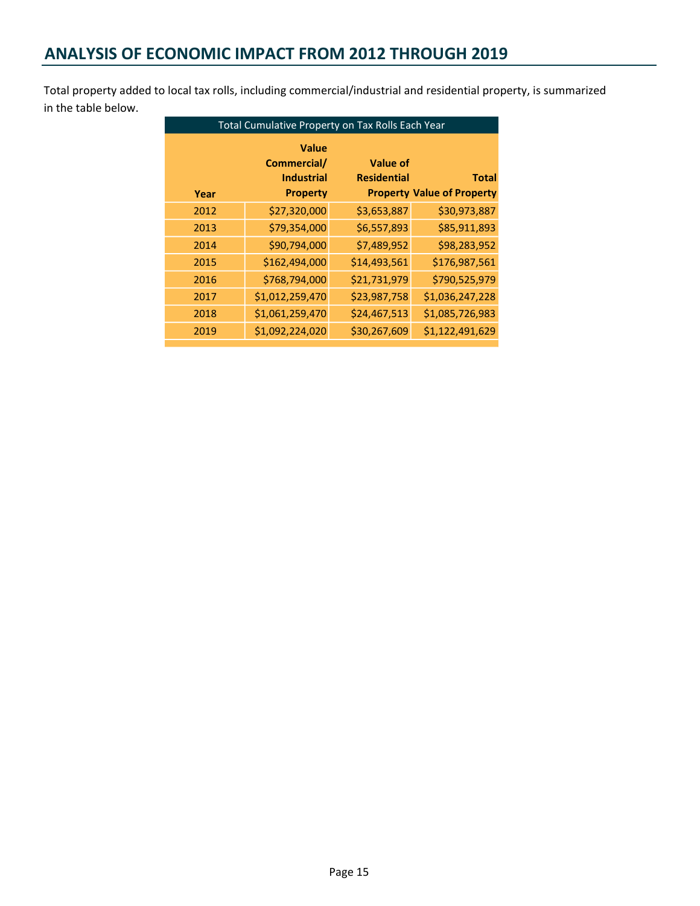## ANALYSIS OF ECONOMIC IMPACT FROM 2012 THROUGH 2019

Total property added to local tax rolls, including commercial/industrial and residential property, is summarized in the table below.

| Total Cumulative Property on Tax Rolls Each Year | | | |
|---|---|---|---|
| **Year** | **Value Commercial/ Industrial Property** | **Value of Residential Property** | **Total Value of Property** |
| 2012 | $27,320,000 | $3,653,887 | $30,973,887 |
| 2013 | $79,354,000 | $6,557,893 | $85,911,893 |
| 2014 | $90,794,000 | $7,489,952 | $98,283,952 |
| 2015 | $162,494,000 | $14,493,561 | $176,987,561 |
| 2016 | $768,794,000 | $21,731,979 | $790,525,979 |
| 2017 | $1,012,259,470 | $23,987,758 | $1,036,247,228 |
| 2018 | $1,061,259,470 | $24,467,513 | $1,085,726,983 |
| 2019 | $1,092,224,020 | $30,267,609 | $1,122,491,629 |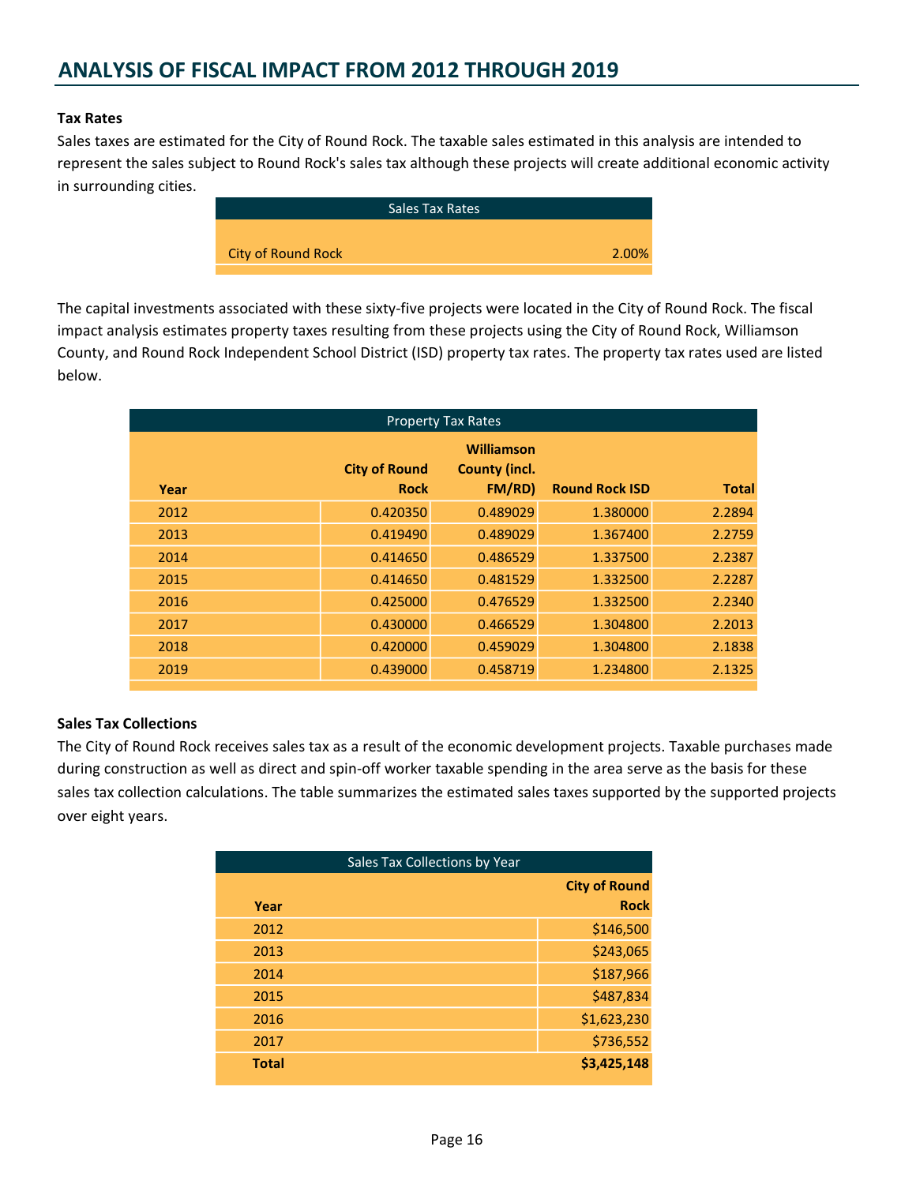# ANALYSIS OF FISCAL IMPACT FROM 2012 THROUGH 2019

**Tax Rates**

Sales taxes are estimated for the City of Round Rock. The taxable sales estimated in this analysis are intended to represent the sales subject to Round Rock's sales tax although these projects will create additional economic activity in surrounding cities.

| Sales Tax Rates | |
|---|---|
| City of Round Rock | 2.00% |

The capital investments associated with these sixty-five projects were located in the City of Round Rock. The fiscal impact analysis estimates property taxes resulting from these projects using the City of Round Rock, Williamson County, and Round Rock Independent School District (ISD) property tax rates. The property tax rates used are listed below.

| Property Tax Rates | | | | |
|---|---|---|---|---|
| **Year** | **City of Round Rock** | **Williamson County (incl. FM/RD)** | **Round Rock ISD** | **Total** |
| 2012 | 0.420350 | 0.489029 | 1.380000 | 2.2894 |
| 2013 | 0.419490 | 0.489029 | 1.367400 | 2.2759 |
| 2014 | 0.414650 | 0.486529 | 1.337500 | 2.2387 |
| 2015 | 0.414650 | 0.481529 | 1.332500 | 2.2287 |
| 2016 | 0.425000 | 0.476529 | 1.332500 | 2.2340 |
| 2017 | 0.430000 | 0.466529 | 1.304800 | 2.2013 |
| 2018 | 0.420000 | 0.459029 | 1.304800 | 2.1838 |
| 2019 | 0.439000 | 0.458719 | 1.234800 | 2.1325 |

**Sales Tax Collections**

The City of Round Rock receives sales tax as a result of the economic development projects. Taxable purchases made during construction as well as direct and spin-off worker taxable spending in the area serve as the basis for these sales tax collection calculations. The table summarizes the estimated sales taxes supported by the supported projects over eight years.

| Sales Tax Collections by Year | |
|---|---|
| **Year** | **City of Round Rock** |
| 2012 | $146,500 |
| 2013 | $243,065 |
| 2014 | $187,966 |
| 2015 | $487,834 |
| 2016 | $1,623,230 |
| 2017 | $736,552 |
| **Total** | **$3,425,148** |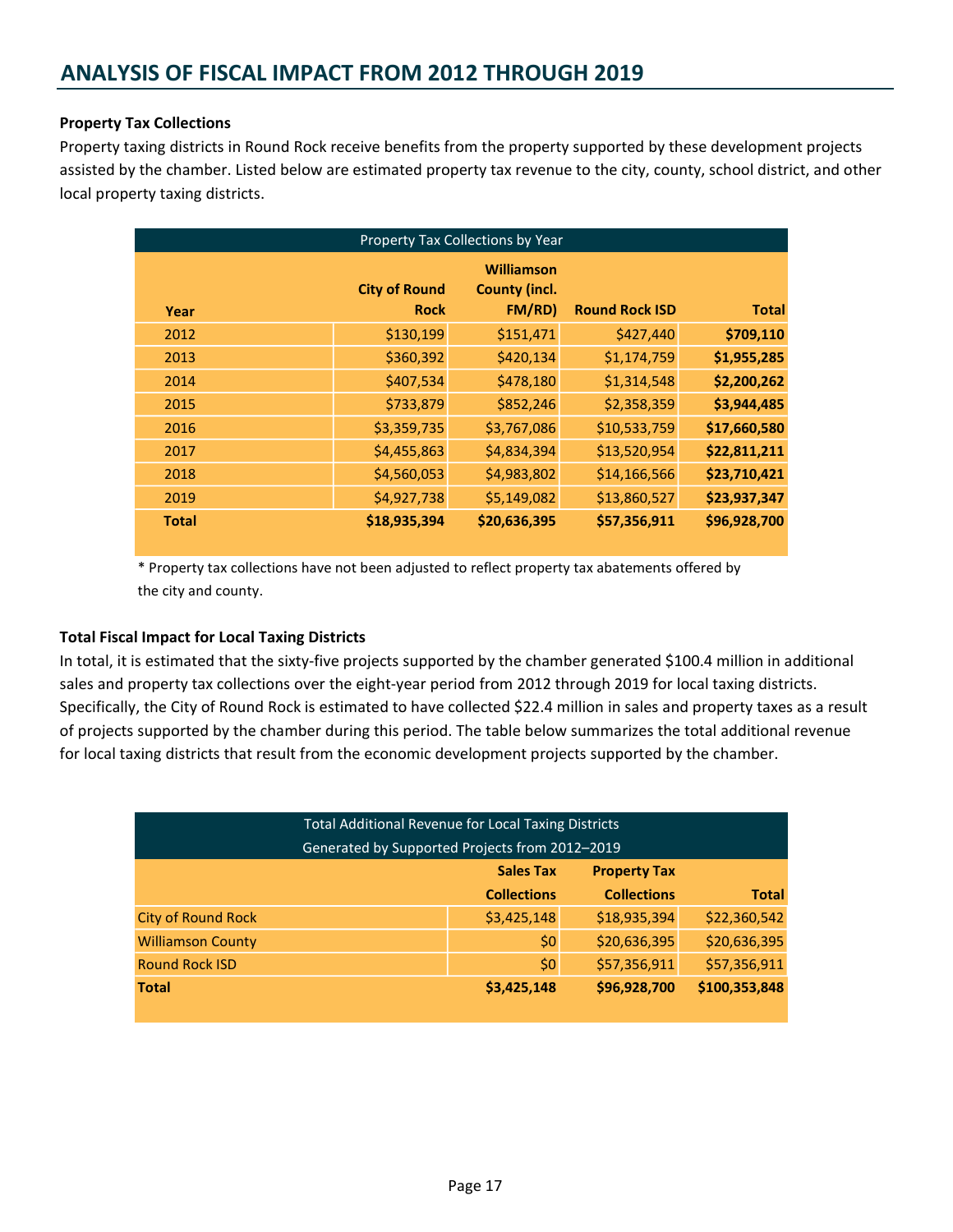## ANALYSIS OF FISCAL IMPACT FROM 2012 THROUGH 2019

**Property Tax Collections**

Property taxing districts in Round Rock receive benefits from the property supported by these development projects assisted by the chamber. Listed below are estimated property tax revenue to the city, county, school district, and other local property taxing districts.

| Property Tax Collections by Year | | | | |
|---|---|---|---|---|
| **Year** | **City of Round Rock** | **Williamson County (incl. FM/RD)** | **Round Rock ISD** | **Total** |
| 2012 | $130,199 | $151,471 | $427,440 | **$709,110** |
| 2013 | $360,392 | $420,134 | $1,174,759 | **$1,955,285** |
| 2014 | $407,534 | $478,180 | $1,314,548 | **$2,200,262** |
| 2015 | $733,879 | $852,246 | $2,358,359 | **$3,944,485** |
| 2016 | $3,359,735 | $3,767,086 | $10,533,759 | **$17,660,580** |
| 2017 | $4,455,863 | $4,834,394 | $13,520,954 | **$22,811,211** |
| 2018 | $4,560,053 | $4,983,802 | $14,166,566 | **$23,710,421** |
| 2019 | $4,927,738 | $5,149,082 | $13,860,527 | **$23,937,347** |
| **Total** | **$18,935,394** | **$20,636,395** | **$57,356,911** | **$96,928,700** |

* Property tax collections have not been adjusted to reflect property tax abatements offered by the city and county.

**Total Fiscal Impact for Local Taxing Districts**

In total, it is estimated that the sixty-five projects supported by the chamber generated $100.4 million in additional sales and property tax collections over the eight-year period from 2012 through 2019 for local taxing districts. Specifically, the City of Round Rock is estimated to have collected $22.4 million in sales and property taxes as a result of projects supported by the chamber during this period. The table below summarizes the total additional revenue for local taxing districts that result from the economic development projects supported by the chamber.

| Total Additional Revenue for Local Taxing Districts Generated by Supported Projects from 2012–2019 | | | |
|---|---|---|---|
| | **Sales Tax Collections** | **Property Tax Collections** | **Total** |
| City of Round Rock | $3,425,148 | $18,935,394 | $22,360,542 |
| Williamson County | $0 | $20,636,395 | $20,636,395 |
| Round Rock ISD | $0 | $57,356,911 | $57,356,911 |
| **Total** | **$3,425,148** | **$96,928,700** | **$100,353,848** |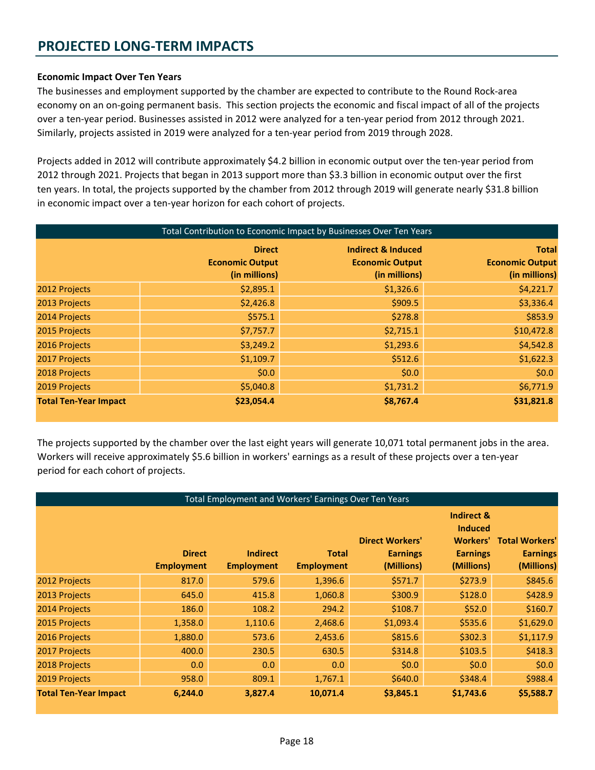# PROJECTED LONG-TERM IMPACTS

**Economic Impact Over Ten Years**

The businesses and employment supported by the chamber are expected to contribute to the Round Rock-area economy on an on-going permanent basis. This section projects the economic and fiscal impact of all of the projects over a ten-year period. Businesses assisted in 2012 were analyzed for a ten-year period from 2012 through 2021. Similarly, projects assisted in 2019 were analyzed for a ten-year period from 2019 through 2028.

Projects added in 2012 will contribute approximately $4.2 billion in economic output over the ten-year period from 2012 through 2021. Projects that began in 2013 support more than $3.3 billion in economic output over the first ten years. In total, the projects supported by the chamber from 2012 through 2019 will generate nearly $31.8 billion in economic impact over a ten-year horizon for each cohort of projects.

| Total Contribution to Economic Impact by Businesses Over Ten Years | | | |
|---|---|---|---|
| | **Direct Economic Output (in millions)** | **Indirect & Induced Economic Output (in millions)** | **Total Economic Output (in millions)** |
| 2012 Projects | $2,895.1 | $1,326.6 | $4,221.7 |
| 2013 Projects | $2,426.8 | $909.5 | $3,336.4 |
| 2014 Projects | $575.1 | $278.8 | $853.9 |
| 2015 Projects | $7,757.7 | $2,715.1 | $10,472.8 |
| 2016 Projects | $3,249.2 | $1,293.6 | $4,542.8 |
| 2017 Projects | $1,109.7 | $512.6 | $1,622.3 |
| 2018 Projects | $0.0 | $0.0 | $0.0 |
| 2019 Projects | $5,040.8 | $1,731.2 | $6,771.9 |
| **Total Ten-Year Impact** | **$23,054.4** | **$8,767.4** | **$31,821.8** |

The projects supported by the chamber over the last eight years will generate 10,071 total permanent jobs in the area. Workers will receive approximately $5.6 billion in workers' earnings as a result of these projects over a ten-year period for each cohort of projects.

| Total Employment and Workers' Earnings Over Ten Years | | | | | | |
|---|---|---|---|---|---|---|
| | **Direct Employment** | **Indirect Employment** | **Total Employment** | **Direct Workers' Earnings (Millions)** | **Indirect & Induced Workers' Earnings (Millions)** | **Total Workers' Earnings (Millions)** |
| 2012 Projects | 817.0 | 579.6 | 1,396.6 | $571.7 | $273.9 | $845.6 |
| 2013 Projects | 645.0 | 415.8 | 1,060.8 | $300.9 | $128.0 | $428.9 |
| 2014 Projects | 186.0 | 108.2 | 294.2 | $108.7 | $52.0 | $160.7 |
| 2015 Projects | 1,358.0 | 1,110.6 | 2,468.6 | $1,093.4 | $535.6 | $1,629.0 |
| 2016 Projects | 1,880.0 | 573.6 | 2,453.6 | $815.6 | $302.3 | $1,117.9 |
| 2017 Projects | 400.0 | 230.5 | 630.5 | $314.8 | $103.5 | $418.3 |
| 2018 Projects | 0.0 | 0.0 | 0.0 | $0.0 | $0.0 | $0.0 |
| 2019 Projects | 958.0 | 809.1 | 1,767.1 | $640.0 | $348.4 | $988.4 |
| **Total Ten-Year Impact** | **6,244.0** | **3,827.4** | **10,071.4** | **$3,845.1** | **$1,743.6** | **$5,588.7** |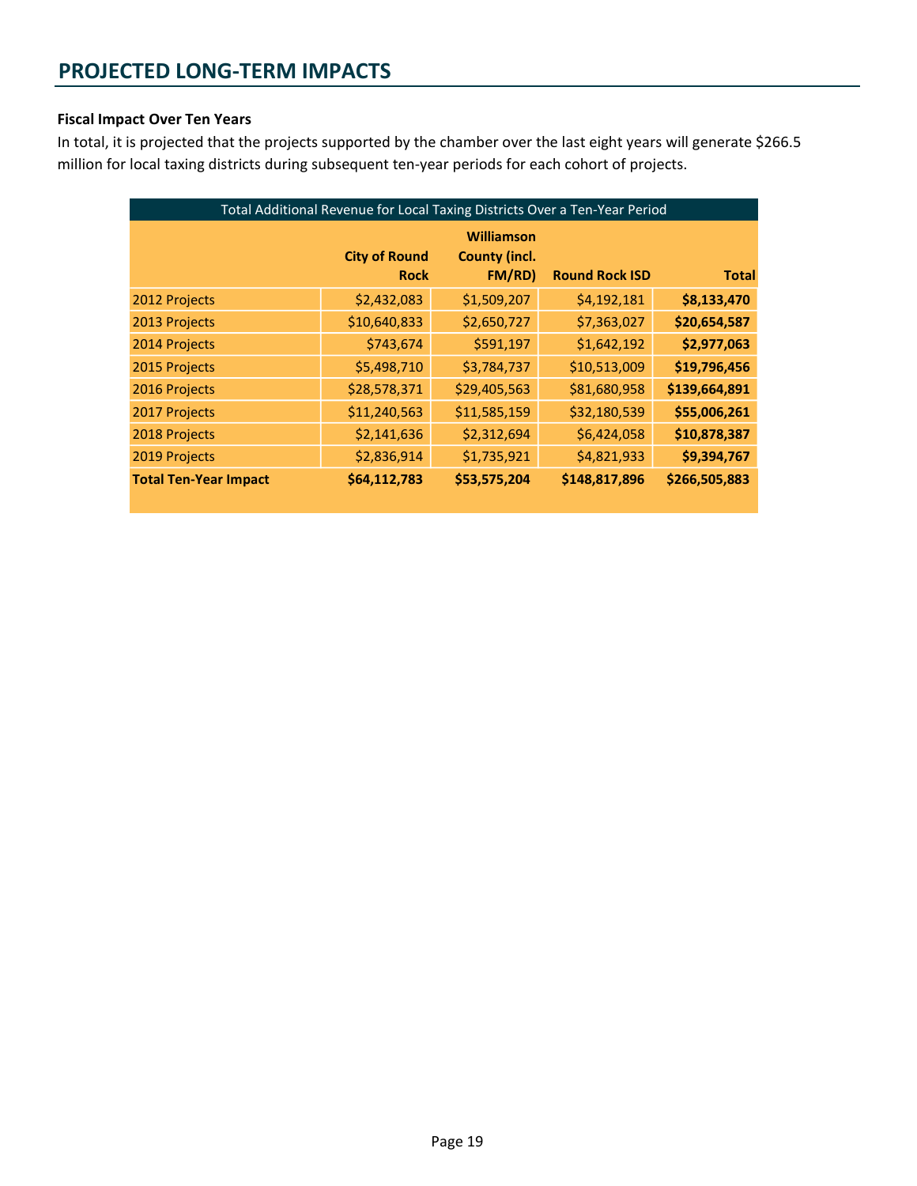## PROJECTED LONG-TERM IMPACTS

**Fiscal Impact Over Ten Years**

In total, it is projected that the projects supported by the chamber over the last eight years will generate $266.5 million for local taxing districts during subsequent ten-year periods for each cohort of projects.

| Total Additional Revenue for Local Taxing Districts Over a Ten-Year Period | | | | |
|---|---|---|---|---|
| | **City of Round Rock** | **Williamson County (incl. FM/RD)** | **Round Rock ISD** | **Total** |
| 2012 Projects | $2,432,083 | $1,509,207 | $4,192,181 | **$8,133,470** |
| 2013 Projects | $10,640,833 | $2,650,727 | $7,363,027 | **$20,654,587** |
| 2014 Projects | $743,674 | $591,197 | $1,642,192 | **$2,977,063** |
| 2015 Projects | $5,498,710 | $3,784,737 | $10,513,009 | **$19,796,456** |
| 2016 Projects | $28,578,371 | $29,405,563 | $81,680,958 | **$139,664,891** |
| 2017 Projects | $11,240,563 | $11,585,159 | $32,180,539 | **$55,006,261** |
| 2018 Projects | $2,141,636 | $2,312,694 | $6,424,058 | **$10,878,387** |
| 2019 Projects | $2,836,914 | $1,735,921 | $4,821,933 | **$9,394,767** |
| **Total Ten-Year Impact** | **$64,112,783** | **$53,575,204** | **$148,817,896** | **$266,505,883** |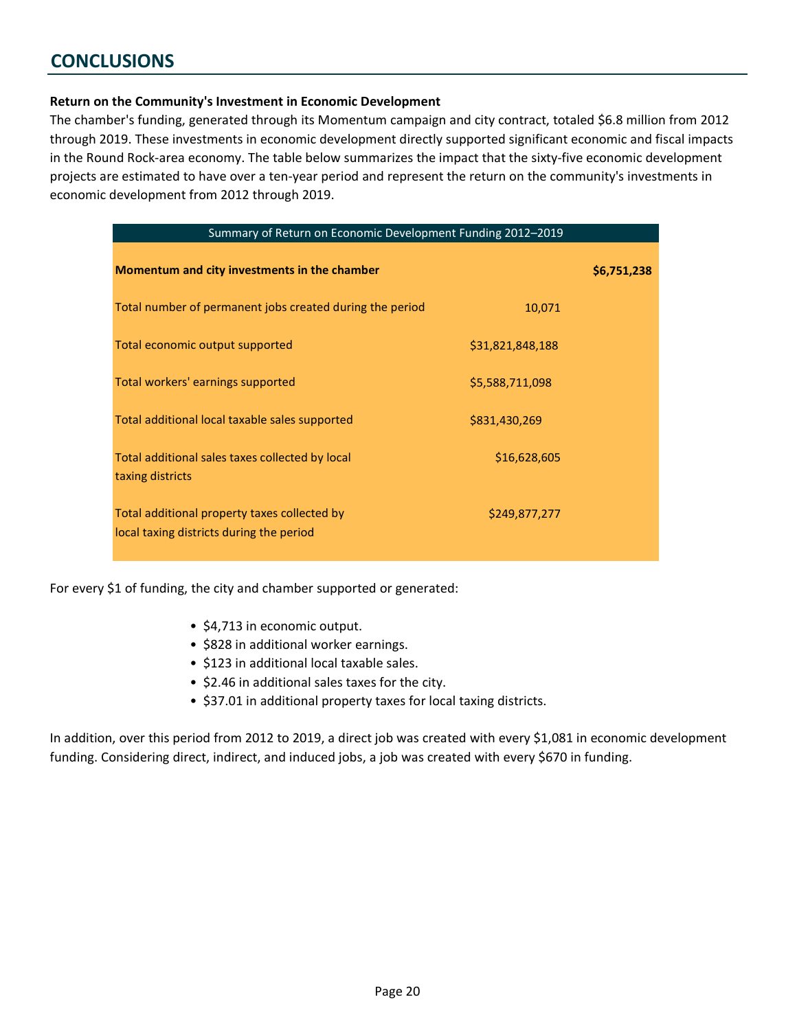## CONCLUSIONS

**Return on the Community's Investment in Economic Development**

The chamber's funding, generated through its Momentum campaign and city contract, totaled $6.8 million from 2012 through 2019. These investments in economic development directly supported significant economic and fiscal impacts in the Round Rock-area economy. The table below summarizes the impact that the sixty-five economic development projects are estimated to have over a ten-year period and represent the return on the community's investments in economic development from 2012 through 2019.

| Summary of Return on Economic Development Funding 2012–2019 | | |
|---|---|---|
| **Momentum and city investments in the chamber** | | **$6,751,238** |
| Total number of permanent jobs created during the period | 10,071 | |
| Total economic output supported | $31,821,848,188 | |
| Total workers' earnings supported | $5,588,711,098 | |
| Total additional local taxable sales supported | $831,430,269 | |
| Total additional sales taxes collected by local taxing districts | $16,628,605 | |
| Total additional property taxes collected by local taxing districts during the period | $249,877,277 | |

For every $1 of funding, the city and chamber supported or generated:

- $4,713 in economic output.
- $828 in additional worker earnings.
- $123 in additional local taxable sales.
- $2.46 in additional sales taxes for the city.
- $37.01 in additional property taxes for local taxing districts.

In addition, over this period from 2012 to 2019, a direct job was created with every $1,081 in economic development funding. Considering direct, indirect, and induced jobs, a job was created with every $670 in funding.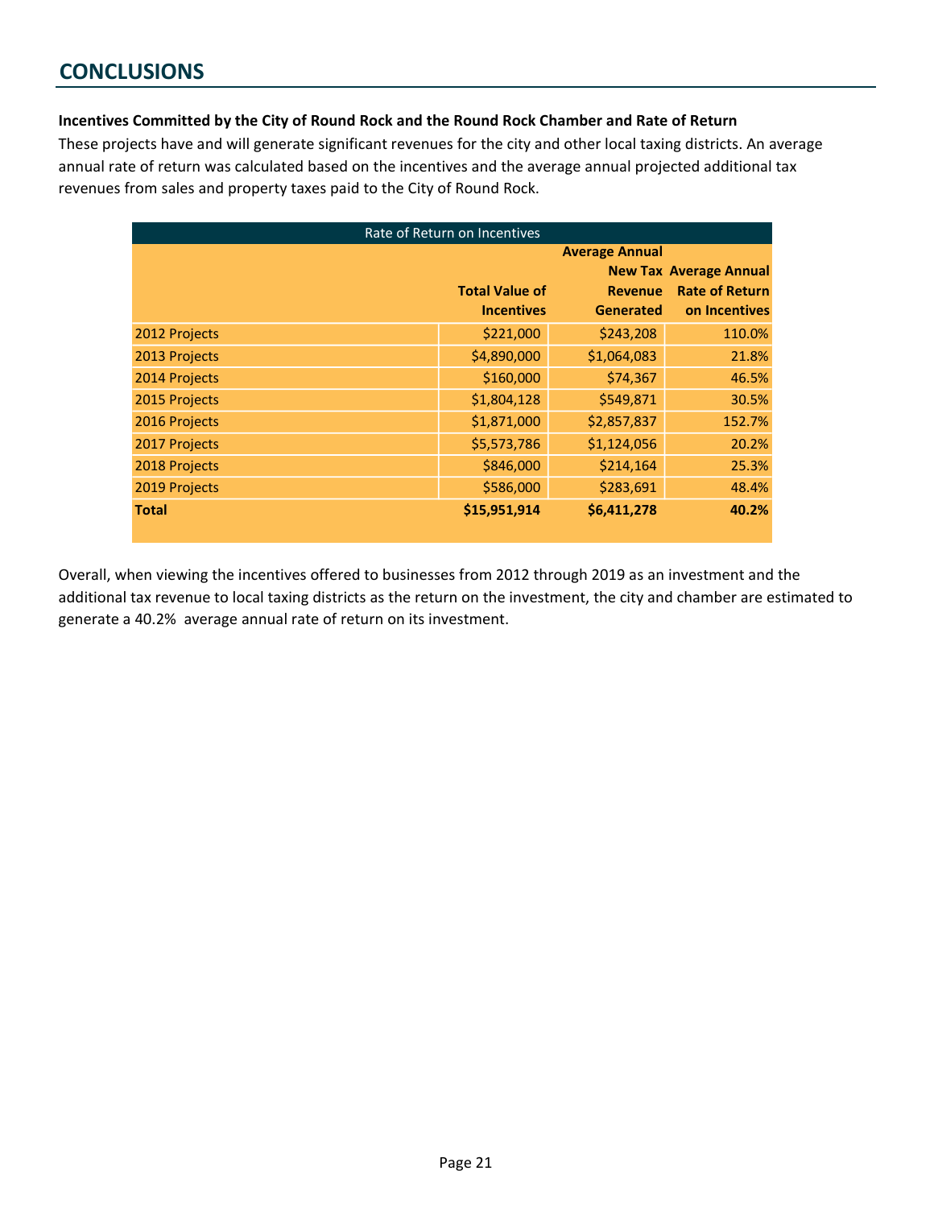## CONCLUSIONS

**Incentives Committed by the City of Round Rock and the Round Rock Chamber and Rate of Return**

These projects have and will generate significant revenues for the city and other local taxing districts. An average annual rate of return was calculated based on the incentives and the average annual projected additional tax revenues from sales and property taxes paid to the City of Round Rock.

| Rate of Return on Incentives | | | |
|---|---|---|---|
| | **Total Value of Incentives** | **Average Annual New Tax Revenue Generated** | **Average Annual Rate of Return on Incentives** |
| 2012 Projects | $221,000 | $243,208 | 110.0% |
| 2013 Projects | $4,890,000 | $1,064,083 | 21.8% |
| 2014 Projects | $160,000 | $74,367 | 46.5% |
| 2015 Projects | $1,804,128 | $549,871 | 30.5% |
| 2016 Projects | $1,871,000 | $2,857,837 | 152.7% |
| 2017 Projects | $5,573,786 | $1,124,056 | 20.2% |
| 2018 Projects | $846,000 | $214,164 | 25.3% |
| 2019 Projects | $586,000 | $283,691 | 48.4% |
| **Total** | **$15,951,914** | **$6,411,278** | **40.2%** |

Overall, when viewing the incentives offered to businesses from 2012 through 2019 as an investment and the additional tax revenue to local taxing districts as the return on the investment, the city and chamber are estimated to generate a 40.2% average annual rate of return on its investment.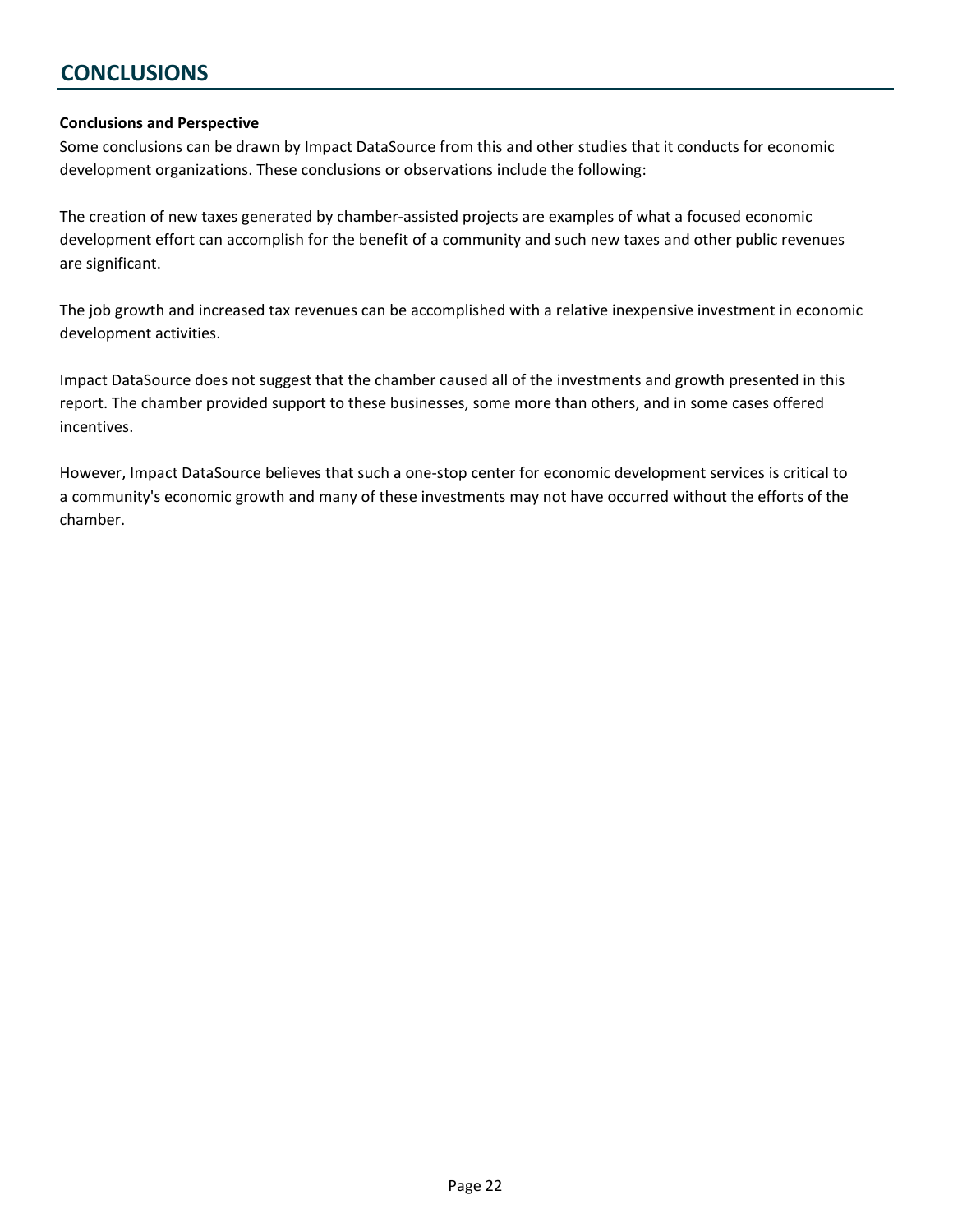# CONCLUSIONS

**Conclusions and Perspective**

Some conclusions can be drawn by Impact DataSource from this and other studies that it conducts for economic development organizations. These conclusions or observations include the following:

The creation of new taxes generated by chamber-assisted projects are examples of what a focused economic development effort can accomplish for the benefit of a community and such new taxes and other public revenues are significant.

The job growth and increased tax revenues can be accomplished with a relative inexpensive investment in economic development activities.

Impact DataSource does not suggest that the chamber caused all of the investments and growth presented in this report. The chamber provided support to these businesses, some more than others, and in some cases offered incentives.

However, Impact DataSource believes that such a one-stop center for economic development services is critical to a community's economic growth and many of these investments may not have occurred without the efforts of the chamber.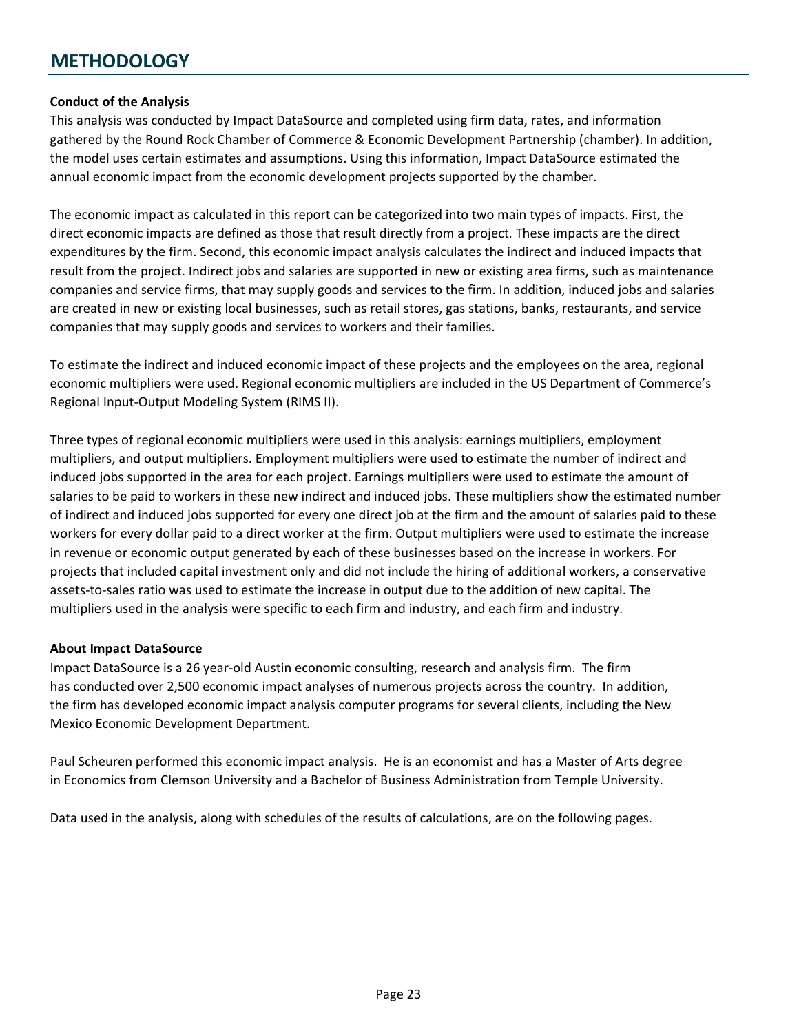# METHODOLOGY

**Conduct of the Analysis**

This analysis was conducted by Impact DataSource and completed using firm data, rates, and information gathered by the Round Rock Chamber of Commerce & Economic Development Partnership (chamber). In addition, the model uses certain estimates and assumptions. Using this information, Impact DataSource estimated the annual economic impact from the economic development projects supported by the chamber.

The economic impact as calculated in this report can be categorized into two main types of impacts. First, the direct economic impacts are defined as those that result directly from a project. These impacts are the direct expenditures by the firm. Second, this economic impact analysis calculates the indirect and induced impacts that result from the project. Indirect jobs and salaries are supported in new or existing area firms, such as maintenance companies and service firms, that may supply goods and services to the firm. In addition, induced jobs and salaries are created in new or existing local businesses, such as retail stores, gas stations, banks, restaurants, and service companies that may supply goods and services to workers and their families.

To estimate the indirect and induced economic impact of these projects and the employees on the area, regional economic multipliers were used. Regional economic multipliers are included in the US Department of Commerce's Regional Input-Output Modeling System (RIMS II).

Three types of regional economic multipliers were used in this analysis: earnings multipliers, employment multipliers, and output multipliers. Employment multipliers were used to estimate the number of indirect and induced jobs supported in the area for each project. Earnings multipliers were used to estimate the amount of salaries to be paid to workers in these new indirect and induced jobs. These multipliers show the estimated number of indirect and induced jobs supported for every one direct job at the firm and the amount of salaries paid to these workers for every dollar paid to a direct worker at the firm. Output multipliers were used to estimate the increase in revenue or economic output generated by each of these businesses based on the increase in workers. For projects that included capital investment only and did not include the hiring of additional workers, a conservative assets-to-sales ratio was used to estimate the increase in output due to the addition of new capital. The multipliers used in the analysis were specific to each firm and industry, and each firm and industry.

**About Impact DataSource**

Impact DataSource is a 26 year-old Austin economic consulting, research and analysis firm. The firm has conducted over 2,500 economic impact analyses of numerous projects across the country. In addition, the firm has developed economic impact analysis computer programs for several clients, including the New Mexico Economic Development Department.

Paul Scheuren performed this economic impact analysis. He is an economist and has a Master of Arts degree in Economics from Clemson University and a Bachelor of Business Administration from Temple University.

Data used in the analysis, along with schedules of the results of calculations, are on the following pages.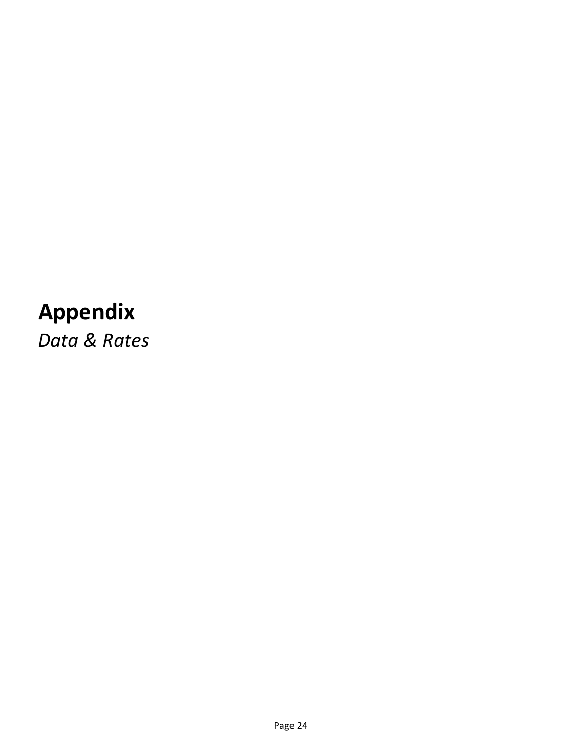# Appendix

*Data & Rates*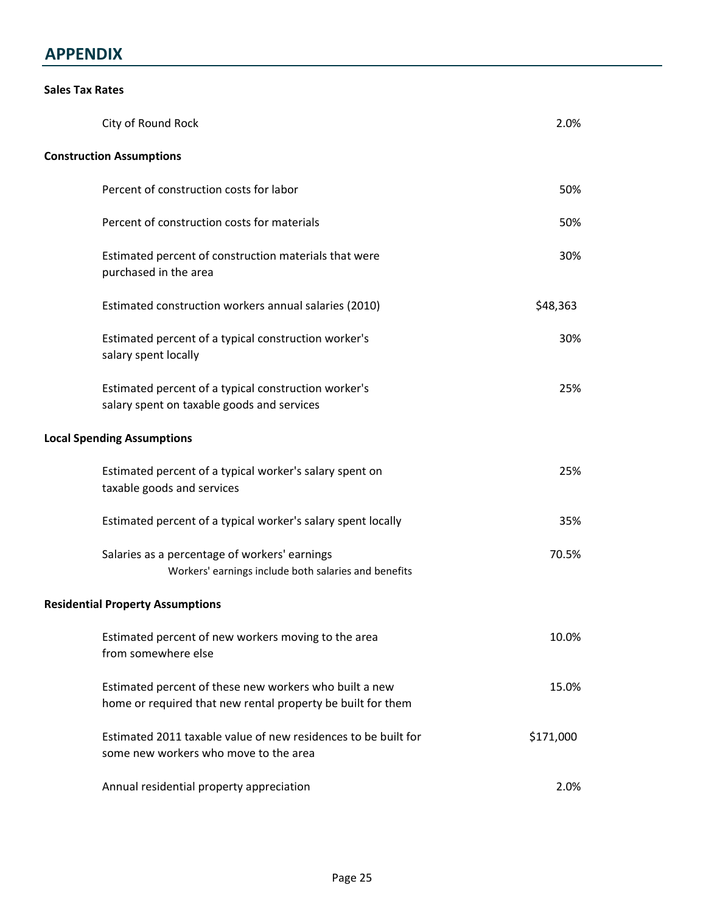## APPENDIX

**Sales Tax Rates**

| | |
|---|---|
| City of Round Rock | 2.0% |

**Construction Assumptions**

| | |
|---|---|
| Percent of construction costs for labor | 50% |
| Percent of construction costs for materials | 50% |
| Estimated percent of construction materials that were purchased in the area | 30% |
| Estimated construction workers annual salaries (2010) | $48,363 |
| Estimated percent of a typical construction worker's salary spent locally | 30% |
| Estimated percent of a typical construction worker's salary spent on taxable goods and services | 25% |

**Local Spending Assumptions**

| | |
|---|---|
| Estimated percent of a typical worker's salary spent on taxable goods and services | 25% |
| Estimated percent of a typical worker's salary spent locally | 35% |
| Salaries as a percentage of workers' earnings<br>Workers' earnings include both salaries and benefits | 70.5% |

**Residential Property Assumptions**

| | |
|---|---|
| Estimated percent of new workers moving to the area from somewhere else | 10.0% |
| Estimated percent of these new workers who built a new home or required that new rental property be built for them | 15.0% |
| Estimated 2011 taxable value of new residences to be built for some new workers who move to the area | $171,000 |
| Annual residential property appreciation | 2.0% |